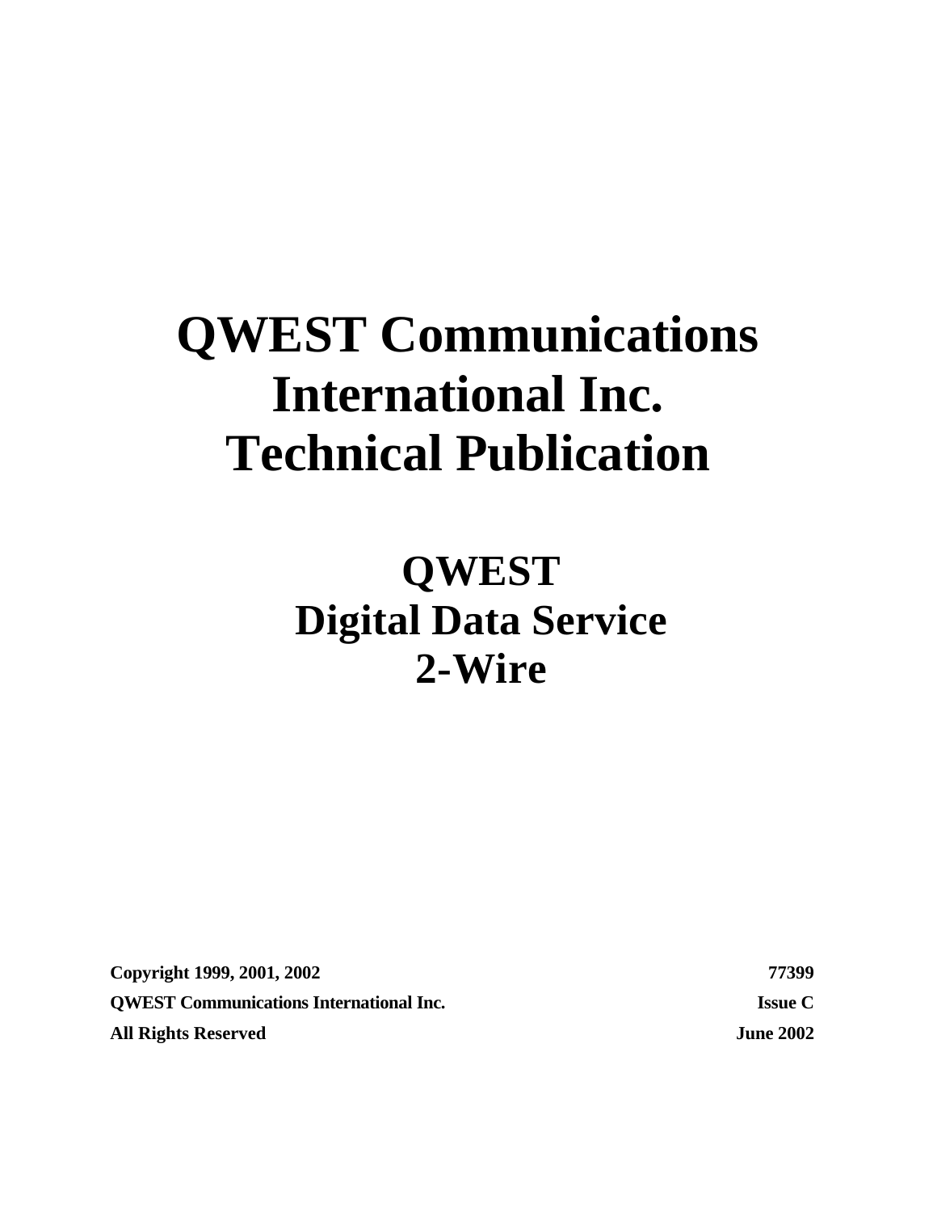# QWEST Communications International Inc. Technical Publication

## QWEST Digital Data Service 2-Wire

**Copyright 1999, 2001, 2002** **77399**

**QWEST Communications International Inc.** **Issue C**

**All Rights Reserved** **June 2002**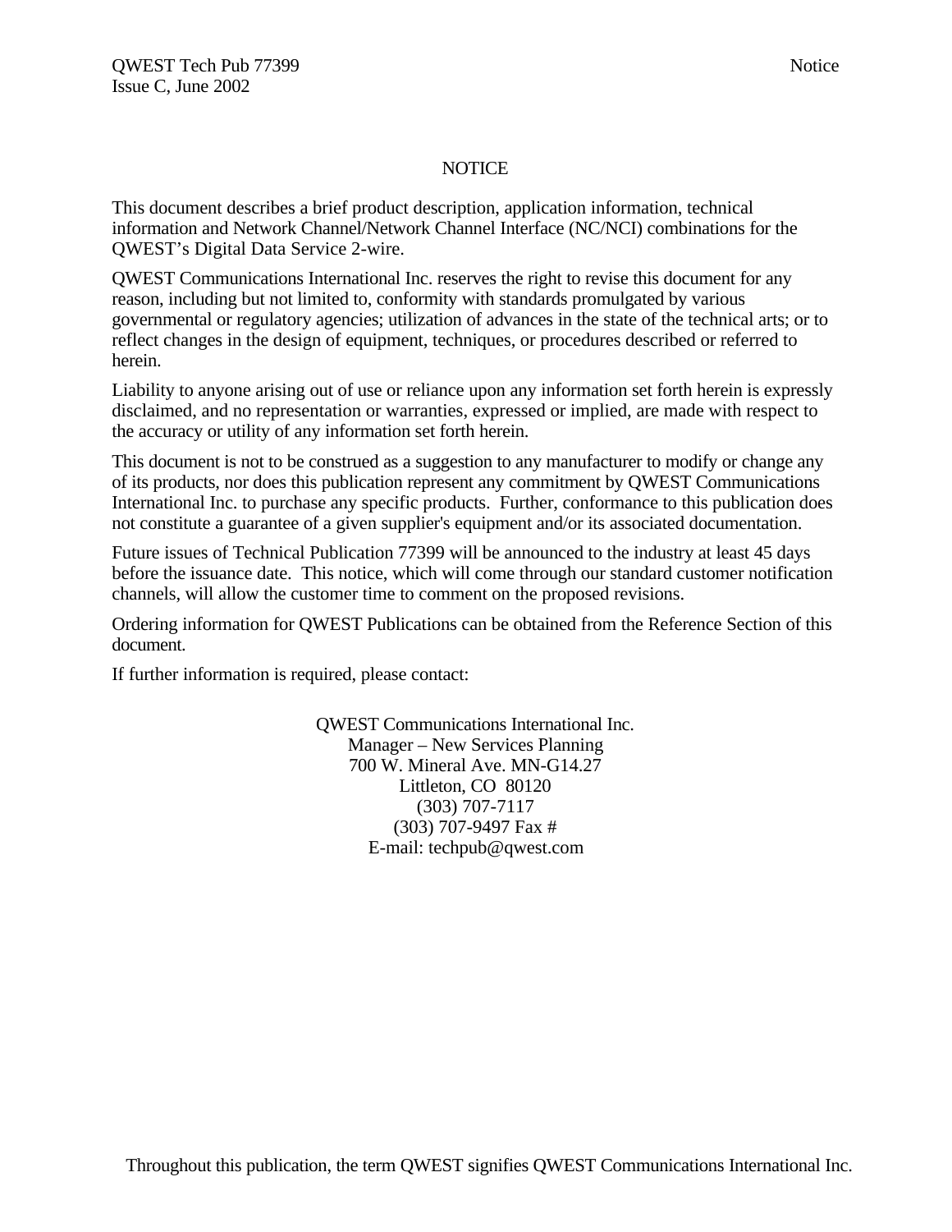# NOTICE

This document describes a brief product description, application information, technical information and Network Channel/Network Channel Interface (NC/NCI) combinations for the QWEST's Digital Data Service 2-wire.

QWEST Communications International Inc. reserves the right to revise this document for any reason, including but not limited to, conformity with standards promulgated by various governmental or regulatory agencies; utilization of advances in the state of the technical arts; or to reflect changes in the design of equipment, techniques, or procedures described or referred to herein.

Liability to anyone arising out of use or reliance upon any information set forth herein is expressly disclaimed, and no representation or warranties, expressed or implied, are made with respect to the accuracy or utility of any information set forth herein.

This document is not to be construed as a suggestion to any manufacturer to modify or change any of its products, nor does this publication represent any commitment by QWEST Communications International Inc. to purchase any specific products. Further, conformance to this publication does not constitute a guarantee of a given supplier's equipment and/or its associated documentation.

Future issues of Technical Publication 77399 will be announced to the industry at least 45 days before the issuance date. This notice, which will come through our standard customer notification channels, will allow the customer time to comment on the proposed revisions.

Ordering information for QWEST Publications can be obtained from the Reference Section of this document.

If further information is required, please contact:

QWEST Communications International Inc.
Manager – New Services Planning
700 W. Mineral Ave. MN-G14.27
Littleton, CO 80120
(303) 707-7117
(303) 707-9497 Fax #
E-mail: techpub@qwest.com

Throughout this publication, the term QWEST signifies QWEST Communications International Inc.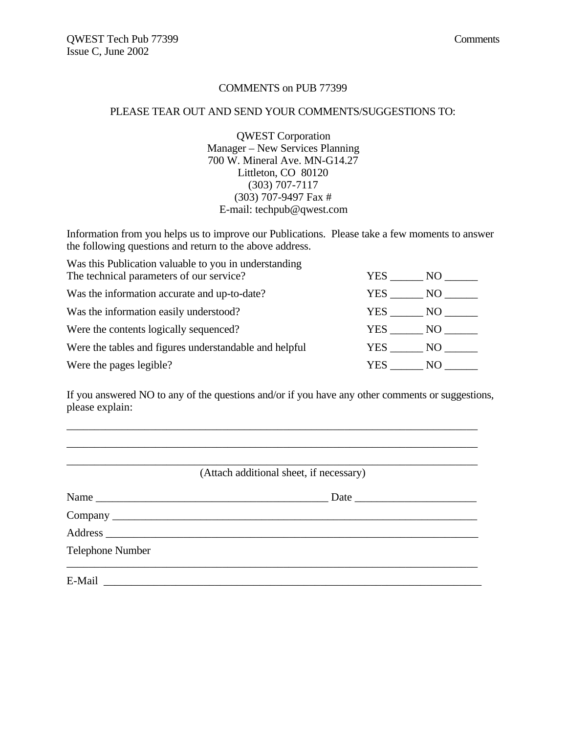COMMENTS on PUB 77399

PLEASE TEAR OUT AND SEND YOUR COMMENTS/SUGGESTIONS TO:

QWEST Corporation
Manager – New Services Planning
700 W. Mineral Ave. MN-G14.27
Littleton, CO 80120
(303) 707-7117
(303) 707-9497 Fax #
E-mail: techpub@qwest.com

Information from you helps us to improve our Publications. Please take a few moments to answer the following questions and return to the above address.

| | |
|---|---|
| Was this Publication valuable to you in understanding The technical parameters of our service? | YES ______ NO ______ |
| Was the information accurate and up-to-date? | YES ______ NO ______ |
| Was the information easily understood? | YES ______ NO ______ |
| Were the contents logically sequenced? | YES ______ NO ______ |
| Were the tables and figures understandable and helpful | YES ______ NO ______ |
| Were the pages legible? | YES ______ NO ______ |

If you answered NO to any of the questions and/or if you have any other comments or suggestions, please explain:

_____________________________________________________________________________

_____________________________________________________________________________

_____________________________________________________________________________

(Attach additional sheet, if necessary)

Name _____________________________________________ Date ______________________

Company _____________________________________________________________________

Address ______________________________________________________________________

Telephone Number
_____________________________________________________________________________

E-Mail _______________________________________________________________________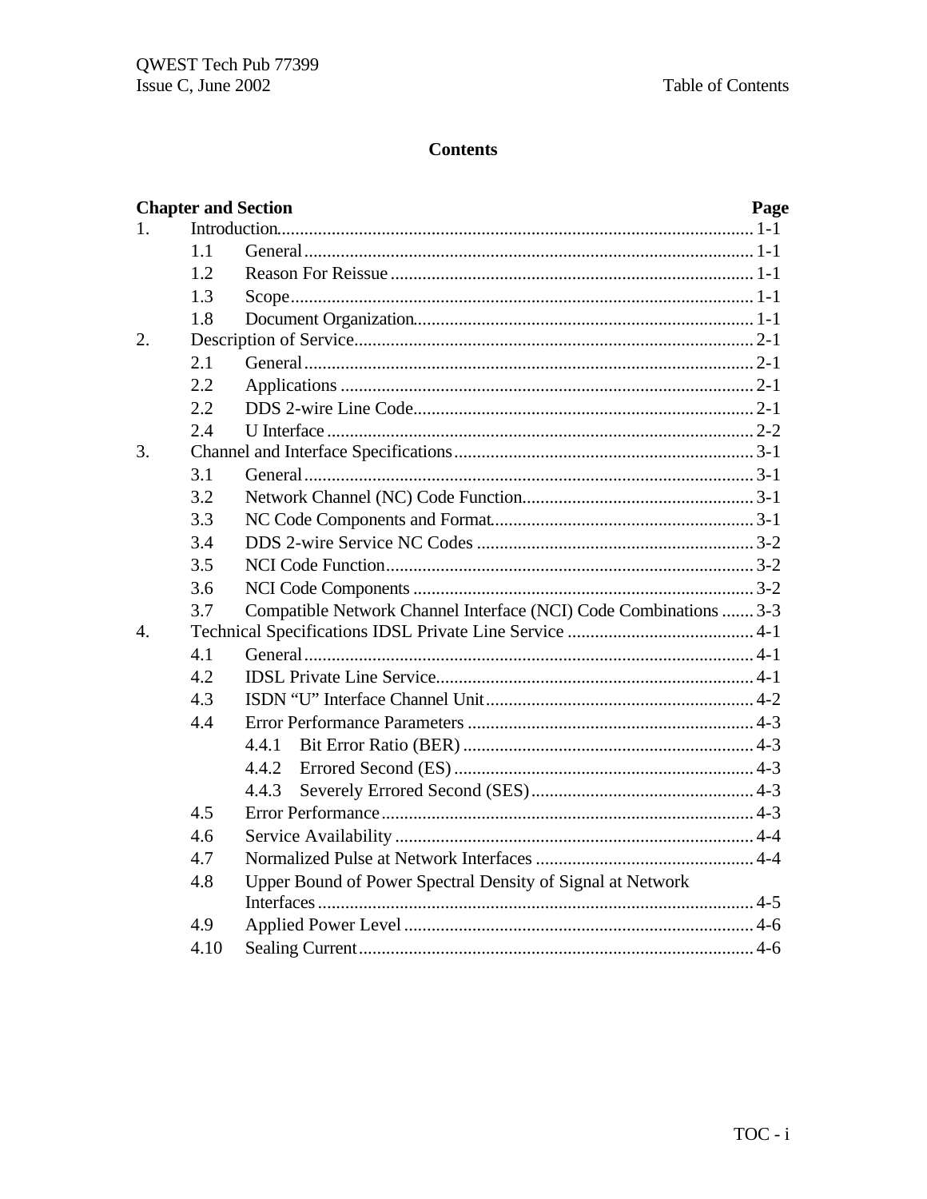# Contents

| Chapter and Section | | | Page |
|---|---|---|---|
| 1. | Introduction | | 1-1 |
| | 1.1 | General | 1-1 |
| | 1.2 | Reason For Reissue | 1-1 |
| | 1.3 | Scope | 1-1 |
| | 1.8 | Document Organization | 1-1 |
| 2. | Description of Service | | 2-1 |
| | 2.1 | General | 2-1 |
| | 2.2 | Applications | 2-1 |
| | 2.2 | DDS 2-wire Line Code | 2-1 |
| | 2.4 | U Interface | 2-2 |
| 3. | Channel and Interface Specifications | | 3-1 |
| | 3.1 | General | 3-1 |
| | 3.2 | Network Channel (NC) Code Function | 3-1 |
| | 3.3 | NC Code Components and Format | 3-1 |
| | 3.4 | DDS 2-wire Service NC Codes | 3-2 |
| | 3.5 | NCI Code Function | 3-2 |
| | 3.6 | NCI Code Components | 3-2 |
| | 3.7 | Compatible Network Channel Interface (NCI) Code Combinations | 3-3 |
| 4. | Technical Specifications IDSL Private Line Service | | 4-1 |
| | 4.1 | General | 4-1 |
| | 4.2 | IDSL Private Line Service | 4-1 |
| | 4.3 | ISDN "U" Interface Channel Unit | 4-2 |
| | 4.4 | Error Performance Parameters | 4-3 |
| | | 4.4.1 Bit Error Ratio (BER) | 4-3 |
| | | 4.4.2 Errored Second (ES) | 4-3 |
| | | 4.4.3 Severely Errored Second (SES) | 4-3 |
| | 4.5 | Error Performance | 4-3 |
| | 4.6 | Service Availability | 4-4 |
| | 4.7 | Normalized Pulse at Network Interfaces | 4-4 |
| | 4.8 | Upper Bound of Power Spectral Density of Signal at Network Interfaces | 4-5 |
| | 4.9 | Applied Power Level | 4-6 |
| | 4.10 | Sealing Current | 4-6 |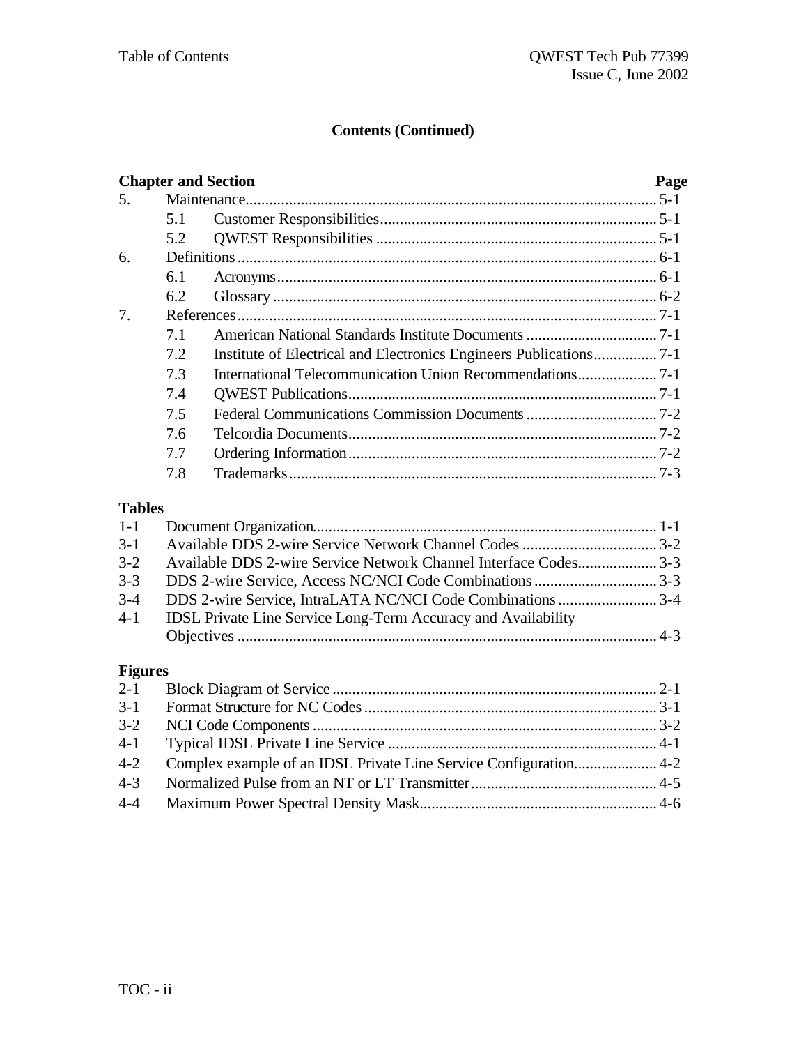**Contents (Continued)**

| Chapter and Section | | | Page |
|---|---|---|---|
| 5. | Maintenance | | 5-1 |
| | 5.1 | Customer Responsibilities | 5-1 |
| | 5.2 | QWEST Responsibilities | 5-1 |
| 6. | Definitions | | 6-1 |
| | 6.1 | Acronyms | 6-1 |
| | 6.2 | Glossary | 6-2 |
| 7. | References | | 7-1 |
| | 7.1 | American National Standards Institute Documents | 7-1 |
| | 7.2 | Institute of Electrical and Electronics Engineers Publications | 7-1 |
| | 7.3 | International Telecommunication Union Recommendations | 7-1 |
| | 7.4 | QWEST Publications | 7-1 |
| | 7.5 | Federal Communications Commission Documents | 7-2 |
| | 7.6 | Telcordia Documents | 7-2 |
| | 7.7 | Ordering Information | 7-2 |
| | 7.8 | Trademarks | 7-3 |

**Tables**

| | | |
|---|---|---|
| 1-1 | Document Organization | 1-1 |
| 3-1 | Available DDS 2-wire Service Network Channel Codes | 3-2 |
| 3-2 | Available DDS 2-wire Service Network Channel Interface Codes | 3-3 |
| 3-3 | DDS 2-wire Service, Access NC/NCI Code Combinations | 3-3 |
| 3-4 | DDS 2-wire Service, IntraLATA NC/NCI Code Combinations | 3-4 |
| 4-1 | IDSL Private Line Service Long-Term Accuracy and Availability Objectives | 4-3 |

**Figures**

| | | |
|---|---|---|
| 2-1 | Block Diagram of Service | 2-1 |
| 3-1 | Format Structure for NC Codes | 3-1 |
| 3-2 | NCI Code Components | 3-2 |
| 4-1 | Typical IDSL Private Line Service | 4-1 |
| 4-2 | Complex example of an IDSL Private Line Service Configuration | 4-2 |
| 4-3 | Normalized Pulse from an NT or LT Transmitter | 4-5 |
| 4-4 | Maximum Power Spectral Density Mask | 4-6 |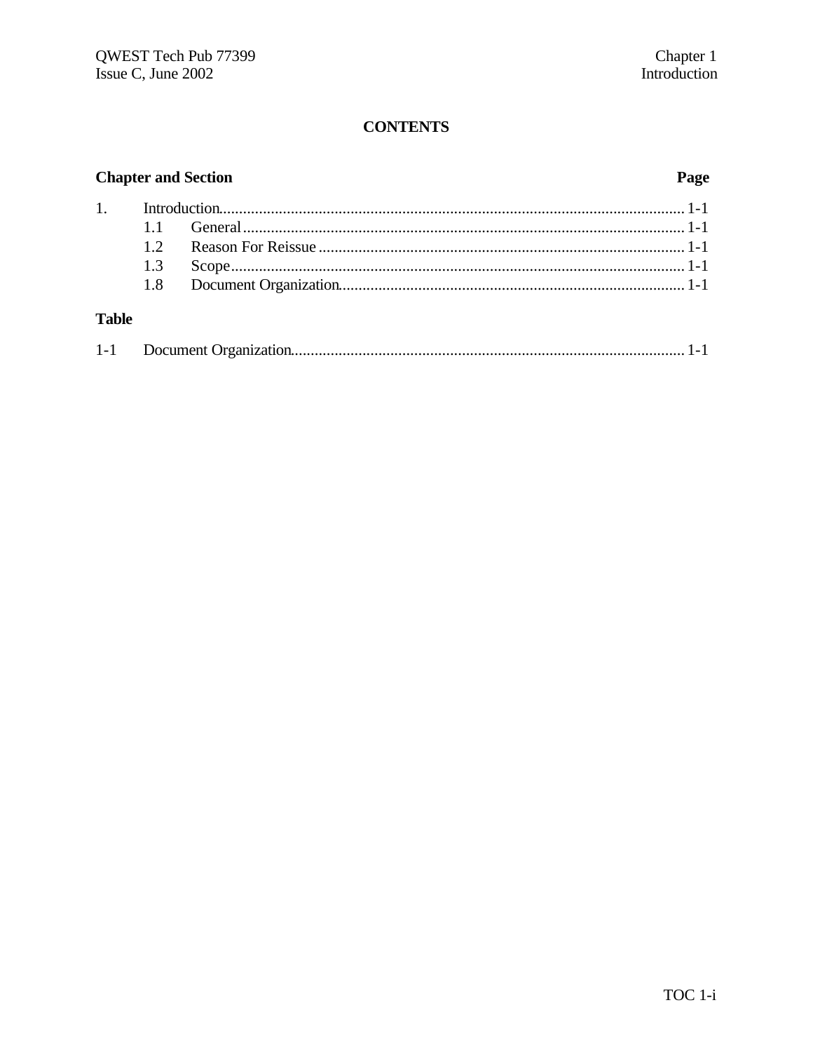## CONTENTS

| Chapter and Section | | Page |
|---|---|---|
| 1. | Introduction | 1-1 |
| | 1.1 General | 1-1 |
| | 1.2 Reason For Reissue | 1-1 |
| | 1.3 Scope | 1-1 |
| | 1.8 Document Organization | 1-1 |

**Table**

| | | |
|---|---|---|
| 1-1 | Document Organization | 1-1 |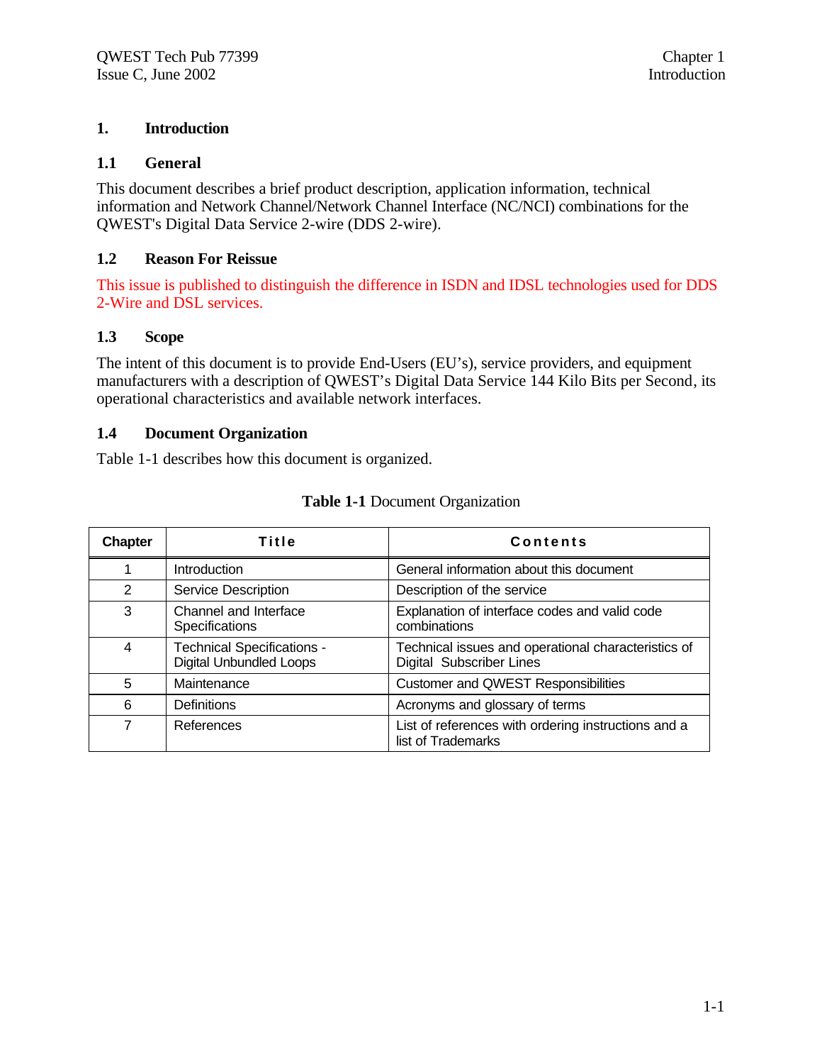# 1. Introduction

## 1.1 General

This document describes a brief product description, application information, technical information and Network Channel/Network Channel Interface (NC/NCI) combinations for the QWEST's Digital Data Service 2-wire (DDS 2-wire).

## 1.2 Reason For Reissue

This issue is published to distinguish the difference in ISDN and IDSL technologies used for DDS 2-Wire and DSL services.

## 1.3 Scope

The intent of this document is to provide End-Users (EU's), service providers, and equipment manufacturers with a description of QWEST's Digital Data Service 144 Kilo Bits per Second, its operational characteristics and available network interfaces.

## 1.4 Document Organization

Table 1-1 describes how this document is organized.

**Table 1-1** Document Organization

| Chapter | Title | Contents |
|---|---|---|
| 1 | Introduction | General information about this document |
| 2 | Service Description | Description of the service |
| 3 | Channel and Interface Specifications | Explanation of interface codes and valid code combinations |
| 4 | Technical Specifications - Digital Unbundled Loops | Technical issues and operational characteristics of Digital Subscriber Lines |
| 5 | Maintenance | Customer and QWEST Responsibilities |
| 6 | Definitions | Acronyms and glossary of terms |
| 7 | References | List of references with ordering instructions and a list of Trademarks |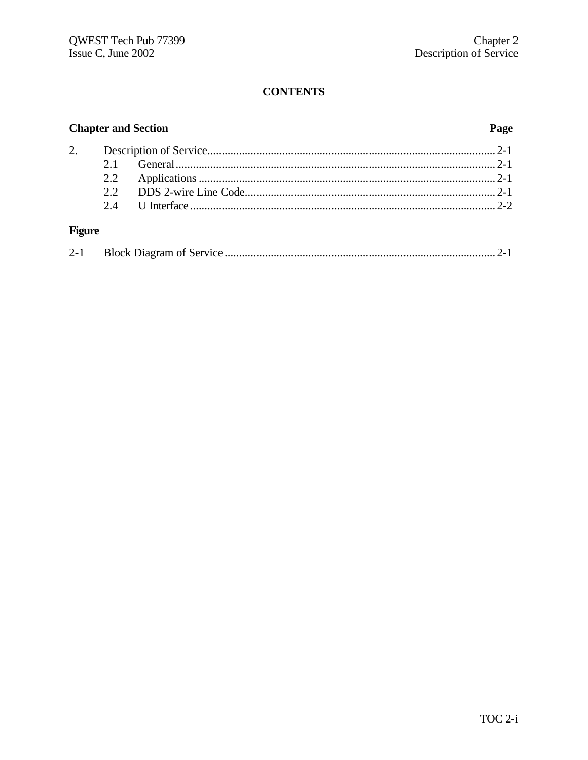## CONTENTS

| Chapter and Section | | Page |
|---|---|---|
| 2. | Description of Service | 2-1 |
| | 2.1 General | 2-1 |
| | 2.2 Applications | 2-1 |
| | 2.2 DDS 2-wire Line Code | 2-1 |
| | 2.4 U Interface | 2-2 |

**Figure**

| | | |
|---|---|---|
| 2-1 | Block Diagram of Service | 2-1 |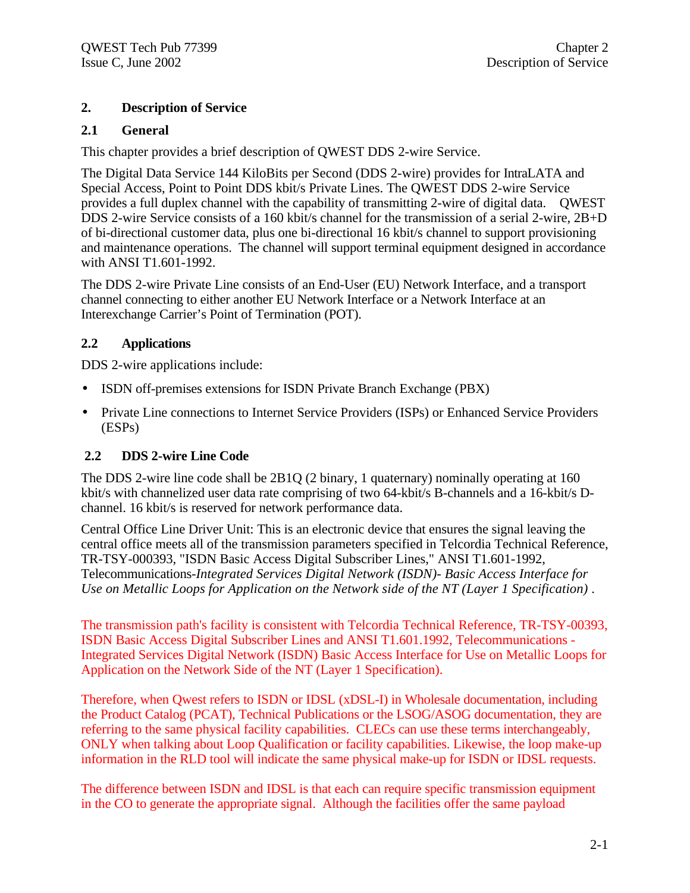# 2. Description of Service

## 2.1 General

This chapter provides a brief description of QWEST DDS 2-wire Service.

The Digital Data Service 144 KiloBits per Second (DDS 2-wire) provides for IntraLATA and Special Access, Point to Point DDS kbit/s Private Lines. The QWEST DDS 2-wire Service provides a full duplex channel with the capability of transmitting 2-wire of digital data. QWEST DDS 2-wire Service consists of a 160 kbit/s channel for the transmission of a serial 2-wire, 2B+D of bi-directional customer data, plus one bi-directional 16 kbit/s channel to support provisioning and maintenance operations. The channel will support terminal equipment designed in accordance with ANSI T1.601-1992.

The DDS 2-wire Private Line consists of an End-User (EU) Network Interface, and a transport channel connecting to either another EU Network Interface or a Network Interface at an Interexchange Carrier's Point of Termination (POT).

## 2.2 Applications

DDS 2-wire applications include:

- ISDN off-premises extensions for ISDN Private Branch Exchange (PBX)
- Private Line connections to Internet Service Providers (ISPs) or Enhanced Service Providers (ESPs)

## 2.2 DDS 2-wire Line Code

The DDS 2-wire line code shall be 2B1Q (2 binary, 1 quaternary) nominally operating at 160 kbit/s with channelized user data rate comprising of two 64-kbit/s B-channels and a 16-kbit/s D-channel. 16 kbit/s is reserved for network performance data.

Central Office Line Driver Unit: This is an electronic device that ensures the signal leaving the central office meets all of the transmission parameters specified in Telcordia Technical Reference, TR-TSY-000393, "ISDN Basic Access Digital Subscriber Lines," ANSI T1.601-1992, Telecommunications-*Integrated Services Digital Network (ISDN)- Basic Access Interface for Use on Metallic Loops for Application on the Network side of the NT (Layer 1 Specification)* .

The transmission path's facility is consistent with Telcordia Technical Reference, TR-TSY-00393, ISDN Basic Access Digital Subscriber Lines and ANSI T1.601.1992, Telecommunications - Integrated Services Digital Network (ISDN) Basic Access Interface for Use on Metallic Loops for Application on the Network Side of the NT (Layer 1 Specification).

Therefore, when Qwest refers to ISDN or IDSL (xDSL-I) in Wholesale documentation, including the Product Catalog (PCAT), Technical Publications or the LSOG/ASOG documentation, they are referring to the same physical facility capabilities. CLECs can use these terms interchangeably, ONLY when talking about Loop Qualification or facility capabilities. Likewise, the loop make-up information in the RLD tool will indicate the same physical make-up for ISDN or IDSL requests.

The difference between ISDN and IDSL is that each can require specific transmission equipment in the CO to generate the appropriate signal. Although the facilities offer the same payload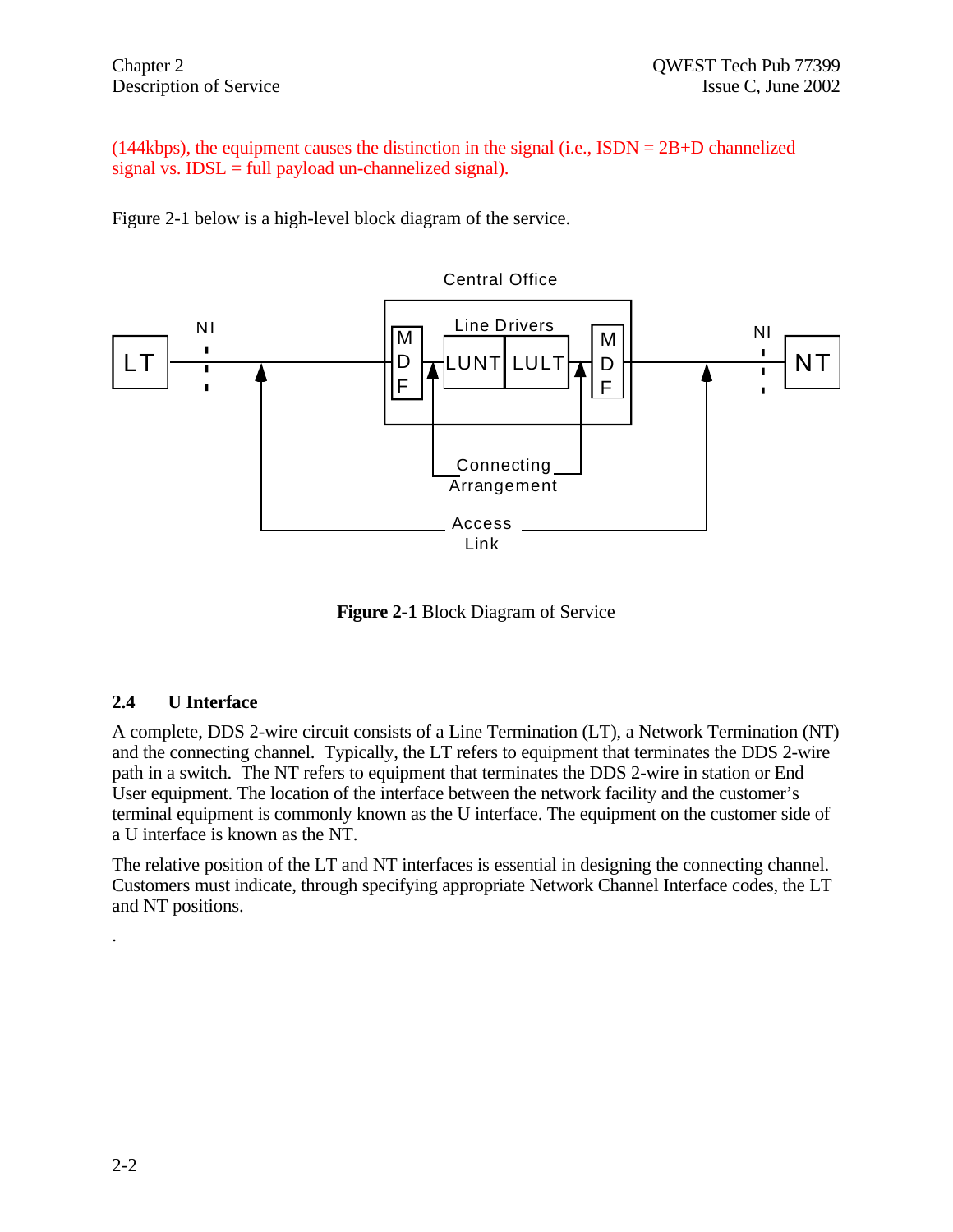(144kbps), the equipment causes the distinction in the signal (i.e., ISDN = 2B+D channelized signal vs. IDSL = full payload un-channelized signal).

Figure 2-1 below is a high-level block diagram of the service.

**Figure 2-1** Block Diagram of Service

## 2.4 U Interface

A complete, DDS 2-wire circuit consists of a Line Termination (LT), a Network Termination (NT) and the connecting channel. Typically, the LT refers to equipment that terminates the DDS 2-wire path in a switch. The NT refers to equipment that terminates the DDS 2-wire in station or End User equipment. The location of the interface between the network facility and the customer's terminal equipment is commonly known as the U interface. The equipment on the customer side of a U interface is known as the NT.

The relative position of the LT and NT interfaces is essential in designing the connecting channel. Customers must indicate, through specifying appropriate Network Channel Interface codes, the LT and NT positions.

.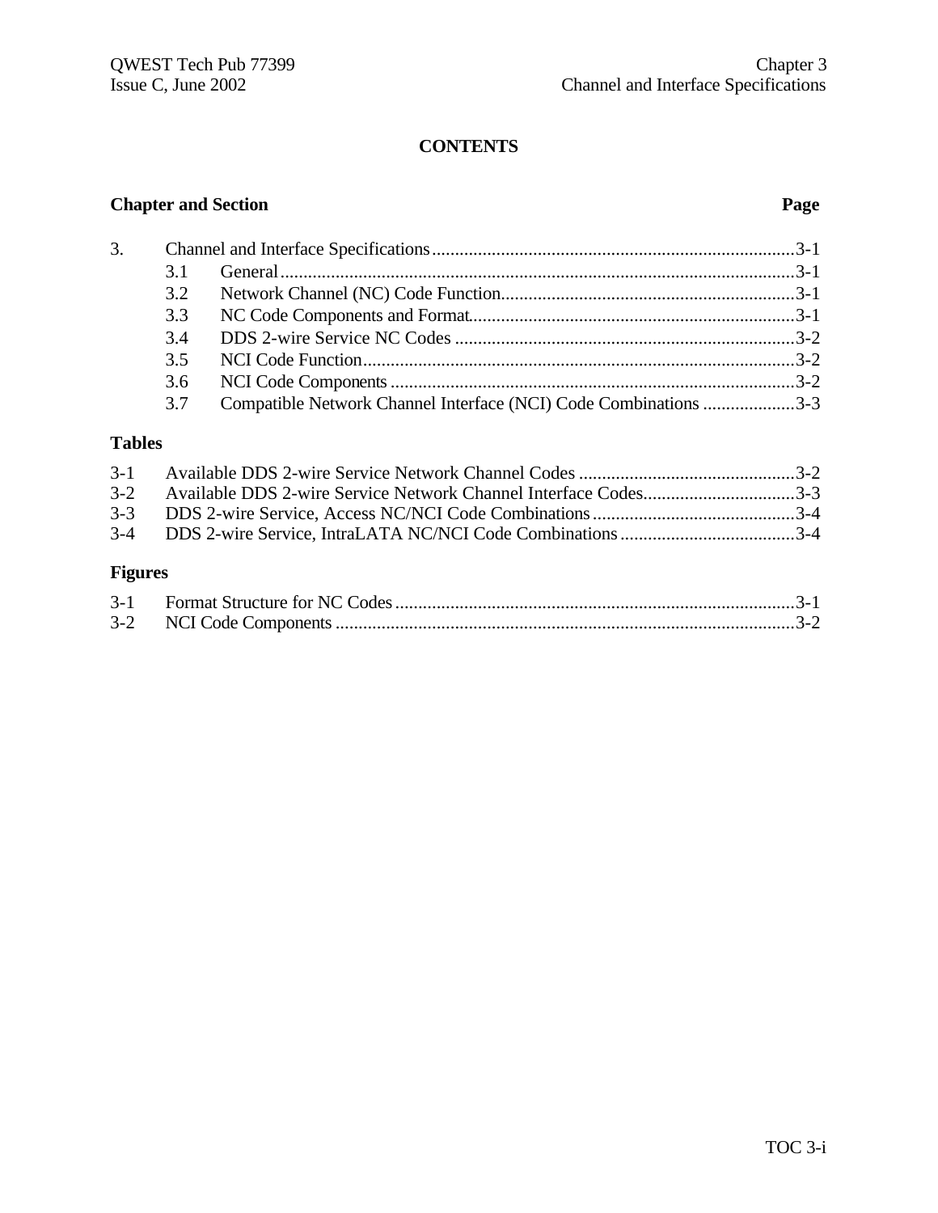**CONTENTS**

| Chapter and Section | | Page |
|---|---|---|
| 3. | Channel and Interface Specifications | 3-1 |
| 3.1 | General | 3-1 |
| 3.2 | Network Channel (NC) Code Function | 3-1 |
| 3.3 | NC Code Components and Format | 3-1 |
| 3.4 | DDS 2-wire Service NC Codes | 3-2 |
| 3.5 | NCI Code Function | 3-2 |
| 3.6 | NCI Code Components | 3-2 |
| 3.7 | Compatible Network Channel Interface (NCI) Code Combinations | 3-3 |

**Tables**

| | | |
|---|---|---|
| 3-1 | Available DDS 2-wire Service Network Channel Codes | 3-2 |
| 3-2 | Available DDS 2-wire Service Network Channel Interface Codes | 3-3 |
| 3-3 | DDS 2-wire Service, Access NC/NCI Code Combinations | 3-4 |
| 3-4 | DDS 2-wire Service, IntraLATA NC/NCI Code Combinations | 3-4 |

**Figures**

| | | |
|---|---|---|
| 3-1 | Format Structure for NC Codes | 3-1 |
| 3-2 | NCI Code Components | 3-2 |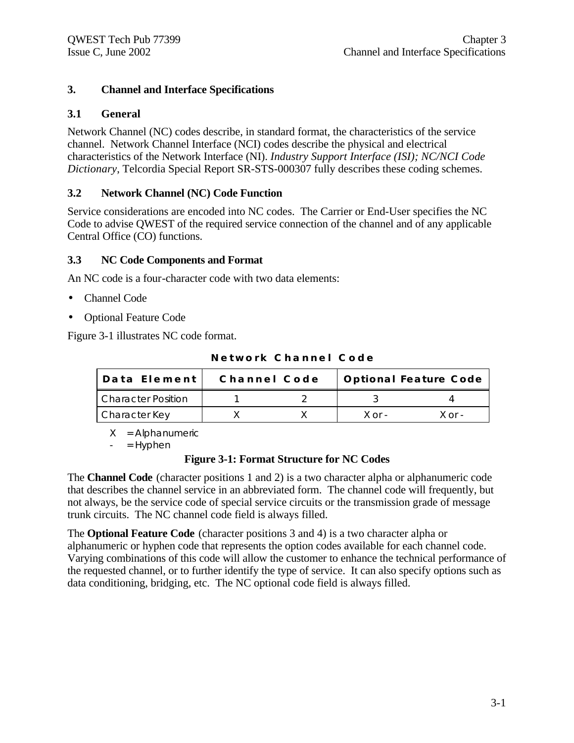# 3. Channel and Interface Specifications

## 3.1 General

Network Channel (NC) codes describe, in standard format, the characteristics of the service channel. Network Channel Interface (NCI) codes describe the physical and electrical characteristics of the Network Interface (NI). *Industry Support Interface (ISI); NC/NCI Code Dictionary*, Telcordia Special Report SR-STS-000307 fully describes these coding schemes.

## 3.2 Network Channel (NC) Code Function

Service considerations are encoded into NC codes. The Carrier or End-User specifies the NC Code to advise QWEST of the required service connection of the channel and of any applicable Central Office (CO) functions.

## 3.3 NC Code Components and Format

An NC code is a four-character code with two data elements:

- Channel Code
- Optional Feature Code

Figure 3-1 illustrates NC code format.

**Network Channel Code**

| Data Element | Channel Code | | Optional Feature Code | |
|---|---|---|---|---|
| Character Position | 1 | 2 | 3 | 4 |
| Character Key | X | X | X or - | X or - |

X = Alphanumeric
\- = Hyphen

**Figure 3-1: Format Structure for NC Codes**

The **Channel Code** (character positions 1 and 2) is a two character alpha or alphanumeric code that describes the channel service in an abbreviated form. The channel code will frequently, but not always, be the service code of special service circuits or the transmission grade of message trunk circuits. The NC channel code field is always filled.

The **Optional Feature Code** (character positions 3 and 4) is a two character alpha or alphanumeric or hyphen code that represents the option codes available for each channel code. Varying combinations of this code will allow the customer to enhance the technical performance of the requested channel, or to further identify the type of service. It can also specify options such as data conditioning, bridging, etc. The NC optional code field is always filled.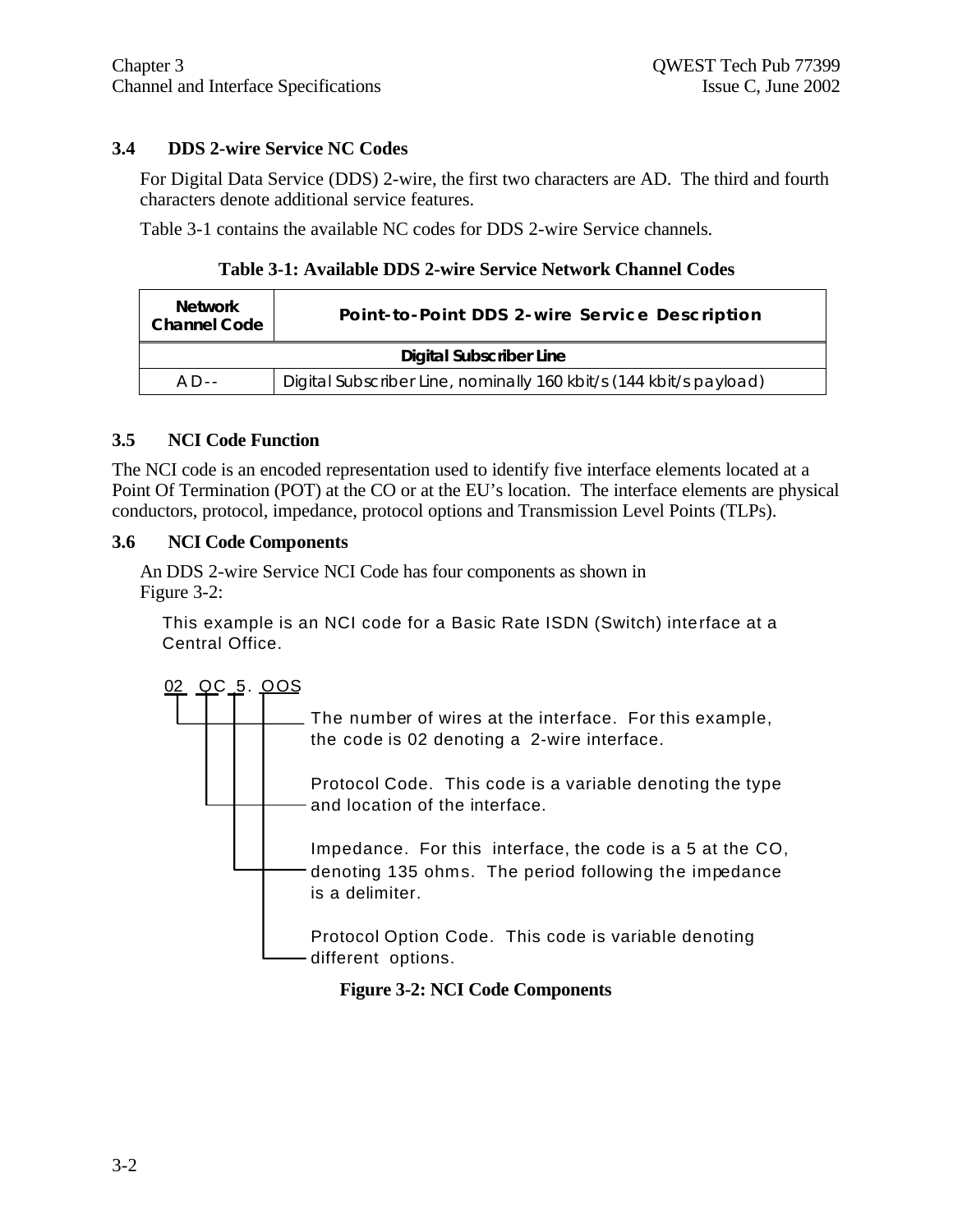### 3.4 DDS 2-wire Service NC Codes

For Digital Data Service (DDS) 2-wire, the first two characters are AD. The third and fourth characters denote additional service features.

Table 3-1 contains the available NC codes for DDS 2-wire Service channels.

**Table 3-1: Available DDS 2-wire Service Network Channel Codes**

| Network Channel Code | Point-to-Point DDS 2-wire Service Description |
|---|---|
| **Digital Subscriber Line** | |
| AD-- | Digital Subscriber Line, nominally 160 kbit/s (144 kbit/s payload) |

### 3.5 NCI Code Function

The NCI code is an encoded representation used to identify five interface elements located at a Point Of Termination (POT) at the CO or at the EU's location. The interface elements are physical conductors, protocol, impedance, protocol options and Transmission Level Points (TLPs).

### 3.6 NCI Code Components

An DDS 2-wire Service NCI Code has four components as shown in Figure 3-2:

This example is an NCI code for a Basic Rate ISDN (Switch) interface at a Central Office.

02 QC 5. OOS

- The number of wires at the interface. For this example, the code is 02 denoting a 2-wire interface.
- Protocol Code. This code is a variable denoting the type and location of the interface.
- Impedance. For this interface, the code is a 5 at the CO, denoting 135 ohms. The period following the impedance is a delimiter.
- Protocol Option Code. This code is variable denoting different options.

**Figure 3-2: NCI Code Components**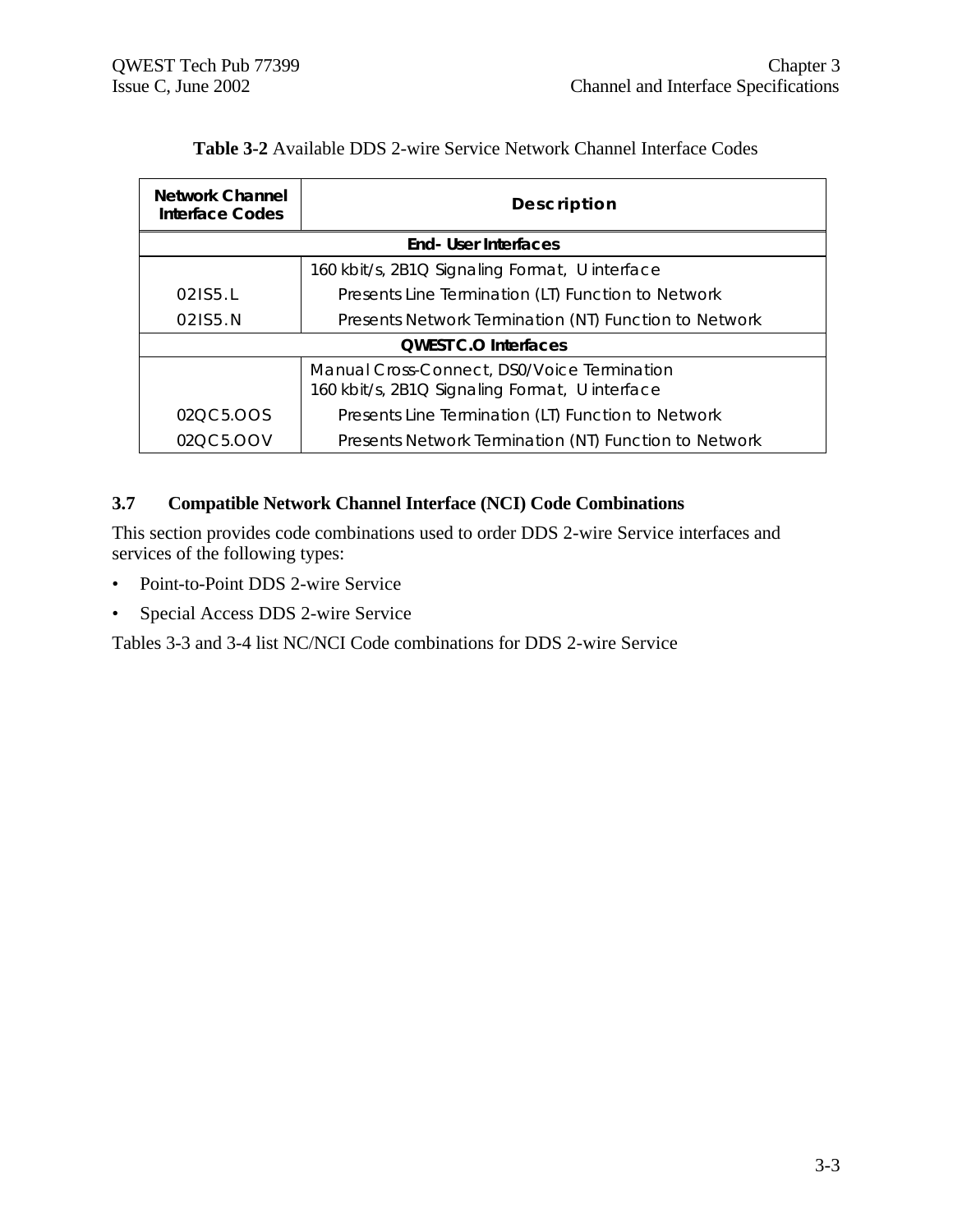**Table 3-2** Available DDS 2-wire Service Network Channel Interface Codes

| Network Channel Interface Codes | Description |
|---|---|
| **End- User Interfaces** | |
| | 160 kbit/s, 2B1Q Signaling Format, U interface |
| 02IS5.L | Presents Line Termination (LT) Function to Network |
| 02IS5.N | Presents Network Termination (NT) Function to Network |
| **QWEST C.O Interfaces** | |
| | Manual Cross-Connect, DS0/Voice Termination<br>160 kbit/s, 2B1Q Signaling Format, U interface |
| 02QC5.OOS | Presents Line Termination (LT) Function to Network |
| 02QC5.OOV | Presents Network Termination (NT) Function to Network |

## 3.7 Compatible Network Channel Interface (NCI) Code Combinations

This section provides code combinations used to order DDS 2-wire Service interfaces and services of the following types:

- Point-to-Point DDS 2-wire Service
- Special Access DDS 2-wire Service

Tables 3-3 and 3-4 list NC/NCI Code combinations for DDS 2-wire Service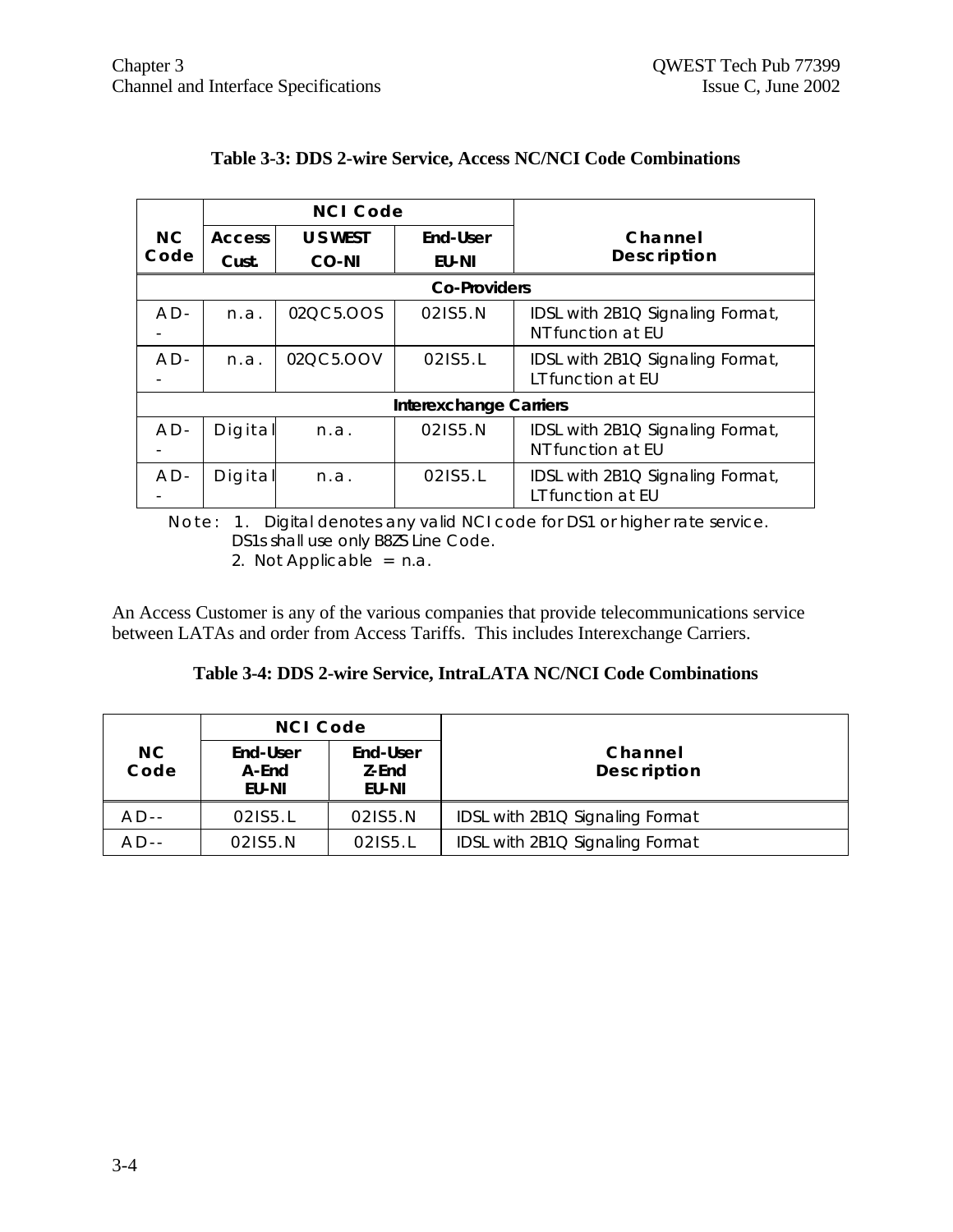**Table 3-3: DDS 2-wire Service, Access NC/NCI Code Combinations**

| NC Code | NCI Code | | | Channel Description |
|---|---|---|---|---|
| | Access Cust. | US WEST CO-NI | End-User EU-NI | |
| **Co-Providers** | | | | |
| AD-- | n.a. | 02QC5.OOS | 02IS5.N | IDSL with 2B1Q Signaling Format, NT function at EU |
| AD-- | n.a. | 02QC5.OOV | 02IS5.L | IDSL with 2B1Q Signaling Format, LT function at EU |
| **Interexchange Carriers** | | | | |
| AD-- | Digital | n.a. | 02IS5.N | IDSL with 2B1Q Signaling Format, NT function at EU |
| AD-- | Digital | n.a. | 02IS5.L | IDSL with 2B1Q Signaling Format, LT function at EU |

Note: 1. Digital denotes any valid NCI code for DS1 or higher rate service. DS1s shall use only B8ZS Line Code.
2. Not Applicable = n.a.

An Access Customer is any of the various companies that provide telecommunications service between LATAs and order from Access Tariffs. This includes Interexchange Carriers.

**Table 3-4: DDS 2-wire Service, IntraLATA NC/NCI Code Combinations**

| NC Code | NCI Code | | Channel Description |
|---|---|---|---|
| | End-User A-End EU-NI | End-User Z-End EU-NI | |
| AD-- | 02IS5.L | 02IS5.N | IDSL with 2B1Q Signaling Format |
| AD-- | 02IS5.N | 02IS5.L | IDSL with 2B1Q Signaling Format |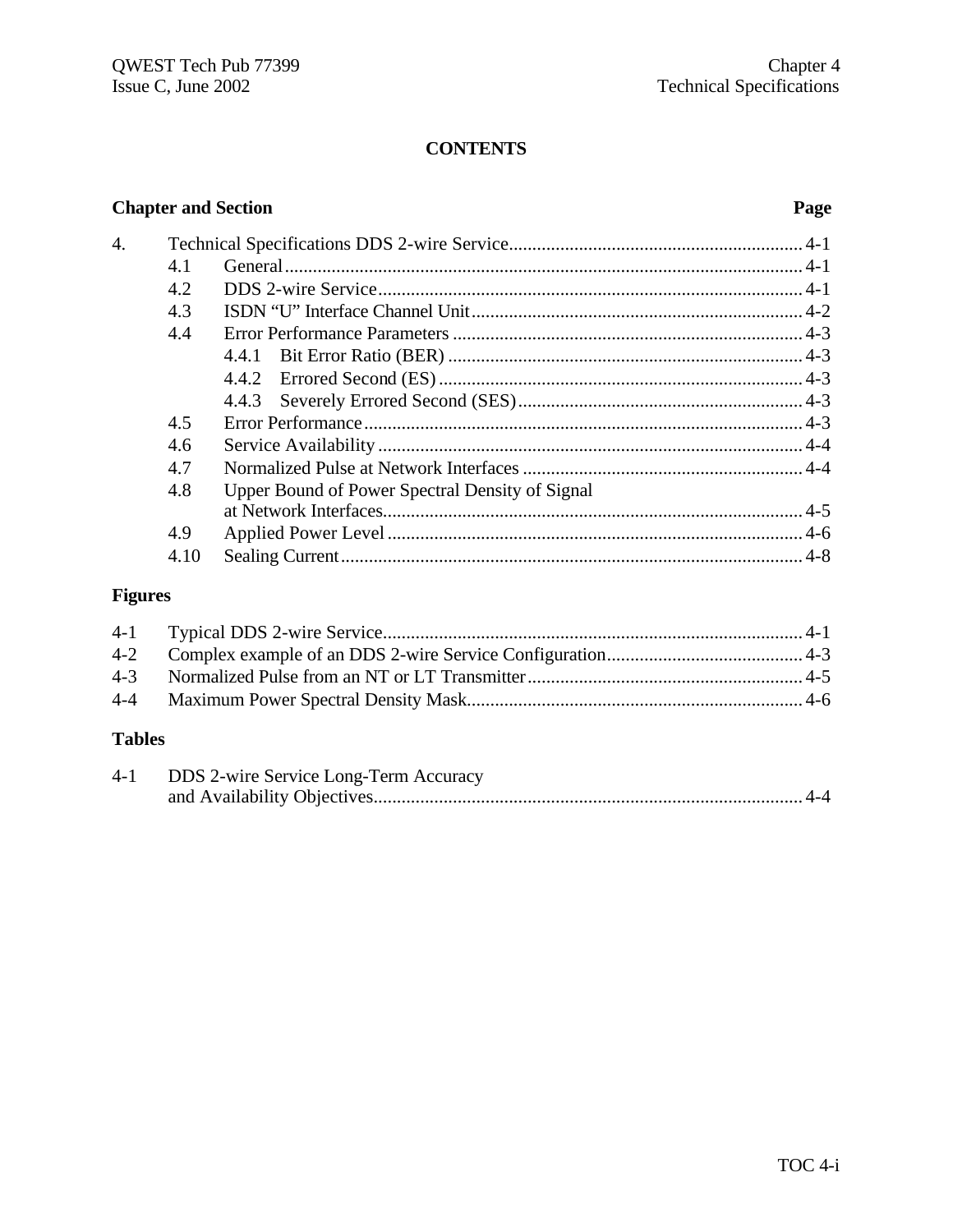**CONTENTS**

| Chapter and Section | | | Page |
|---|---|---|---|
| 4. | Technical Specifications DDS 2-wire Service | | 4-1 |
| | 4.1 | General | 4-1 |
| | 4.2 | DDS 2-wire Service | 4-1 |
| | 4.3 | ISDN “U” Interface Channel Unit | 4-2 |
| | 4.4 | Error Performance Parameters | 4-3 |
| | | 4.4.1 Bit Error Ratio (BER) | 4-3 |
| | | 4.4.2 Errored Second (ES) | 4-3 |
| | | 4.4.3 Severely Errored Second (SES) | 4-3 |
| | 4.5 | Error Performance | 4-3 |
| | 4.6 | Service Availability | 4-4 |
| | 4.7 | Normalized Pulse at Network Interfaces | 4-4 |
| | 4.8 | Upper Bound of Power Spectral Density of Signal at Network Interfaces | 4-5 |
| | 4.9 | Applied Power Level | 4-6 |
| | 4.10 | Sealing Current | 4-8 |

**Figures**

| | | |
|---|---|---|
| 4-1 | Typical DDS 2-wire Service | 4-1 |
| 4-2 | Complex example of an DDS 2-wire Service Configuration | 4-3 |
| 4-3 | Normalized Pulse from an NT or LT Transmitter | 4-5 |
| 4-4 | Maximum Power Spectral Density Mask | 4-6 |

**Tables**

| | | |
|---|---|---|
| 4-1 | DDS 2-wire Service Long-Term Accuracy and Availability Objectives | 4-4 |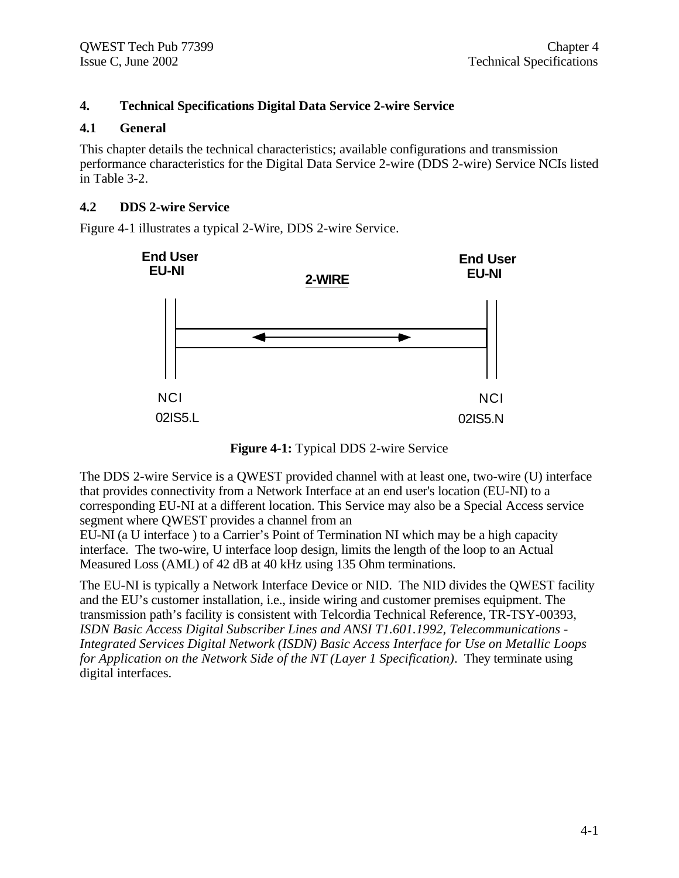## 4. Technical Specifications Digital Data Service 2-wire Service

### 4.1 General

This chapter details the technical characteristics; available configurations and transmission performance characteristics for the Digital Data Service 2-wire (DDS 2-wire) Service NCIs listed in Table 3-2.

### 4.2 DDS 2-wire Service

Figure 4-1 illustrates a typical 2-Wire, DDS 2-wire Service.

End User EU-NI

2-WIRE

End User EU-NI

NCI 02IS5.L

NCI 02IS5.N

**Figure 4-1:** Typical DDS 2-wire Service

The DDS 2-wire Service is a QWEST provided channel with at least one, two-wire (U) interface that provides connectivity from a Network Interface at an end user's location (EU-NI) to a corresponding EU-NI at a different location. This Service may also be a Special Access service segment where QWEST provides a channel from an EU-NI (a U interface ) to a Carrier's Point of Termination NI which may be a high capacity interface. The two-wire, U interface loop design, limits the length of the loop to an Actual Measured Loss (AML) of 42 dB at 40 kHz using 135 Ohm terminations.

The EU-NI is typically a Network Interface Device or NID. The NID divides the QWEST facility and the EU's customer installation, i.e., inside wiring and customer premises equipment. The transmission path's facility is consistent with Telcordia Technical Reference, TR-TSY-00393, *ISDN Basic Access Digital Subscriber Lines and ANSI T1.601.1992, Telecommunications - Integrated Services Digital Network (ISDN) Basic Access Interface for Use on Metallic Loops for Application on the Network Side of the NT (Layer 1 Specification)*. They terminate using digital interfaces.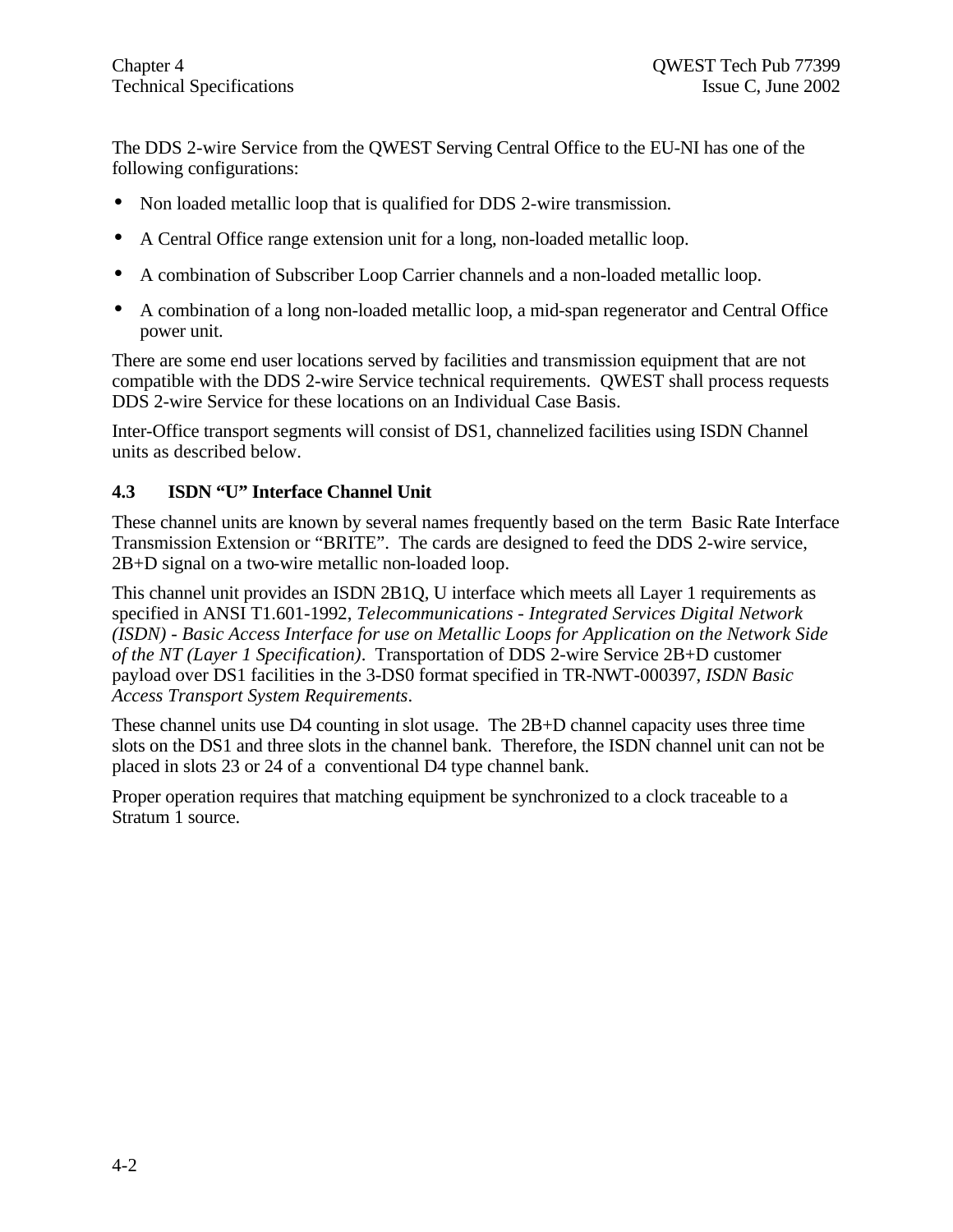The DDS 2-wire Service from the QWEST Serving Central Office to the EU-NI has one of the following configurations:

- Non loaded metallic loop that is qualified for DDS 2-wire transmission.
- A Central Office range extension unit for a long, non-loaded metallic loop.
- A combination of Subscriber Loop Carrier channels and a non-loaded metallic loop.
- A combination of a long non-loaded metallic loop, a mid-span regenerator and Central Office power unit.

There are some end user locations served by facilities and transmission equipment that are not compatible with the DDS 2-wire Service technical requirements. QWEST shall process requests DDS 2-wire Service for these locations on an Individual Case Basis.

Inter-Office transport segments will consist of DS1, channelized facilities using ISDN Channel units as described below.

### 4.3 ISDN “U” Interface Channel Unit

These channel units are known by several names frequently based on the term Basic Rate Interface Transmission Extension or “BRITE”. The cards are designed to feed the DDS 2-wire service, 2B+D signal on a two-wire metallic non-loaded loop.

This channel unit provides an ISDN 2B1Q, U interface which meets all Layer 1 requirements as specified in ANSI T1.601-1992, *Telecommunications - Integrated Services Digital Network (ISDN) - Basic Access Interface for use on Metallic Loops for Application on the Network Side of the NT (Layer 1 Specification)*. Transportation of DDS 2-wire Service 2B+D customer payload over DS1 facilities in the 3-DS0 format specified in TR-NWT-000397, *ISDN Basic Access Transport System Requirements*.

These channel units use D4 counting in slot usage. The 2B+D channel capacity uses three time slots on the DS1 and three slots in the channel bank. Therefore, the ISDN channel unit can not be placed in slots 23 or 24 of a conventional D4 type channel bank.

Proper operation requires that matching equipment be synchronized to a clock traceable to a Stratum 1 source.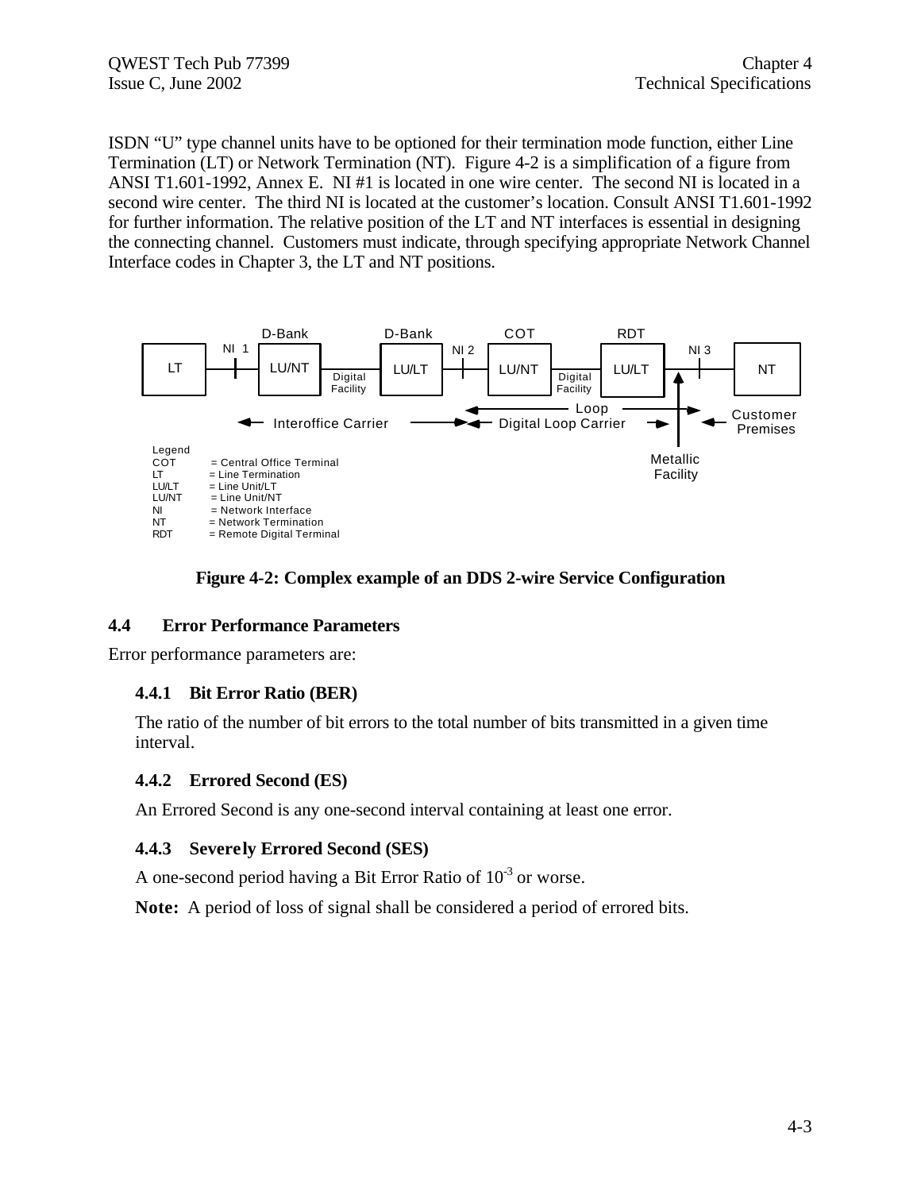ISDN “U” type channel units have to be optioned for their termination mode function, either Line Termination (LT) or Network Termination (NT). Figure 4-2 is a simplification of a figure from ANSI T1.601-1992, Annex E. NI #1 is located in one wire center. The second NI is located in a second wire center. The third NI is located at the customer’s location. Consult ANSI T1.601-1992 for further information. The relative position of the LT and NT interfaces is essential in designing the connecting channel. Customers must indicate, through specifying appropriate Network Channel Interface codes in Chapter 3, the LT and NT positions.

Legend
COT = Central Office Terminal
LT = Line Termination
LU/LT = Line Unit/LT
LU/NT = Line Unit/NT
NI = Network Interface
NT = Network Termination
RDT = Remote Digital Terminal

**Figure 4-2: Complex example of an DDS 2-wire Service Configuration**

## 4.4 Error Performance Parameters

Error performance parameters are:

### 4.4.1 Bit Error Ratio (BER)

The ratio of the number of bit errors to the total number of bits transmitted in a given time interval.

### 4.4.2 Errored Second (ES)

An Errored Second is any one-second interval containing at least one error.

### 4.4.3 Severely Errored Second (SES)

A one-second period having a Bit Error Ratio of $10^{-3}$ or worse.

**Note:** A period of loss of signal shall be considered a period of errored bits.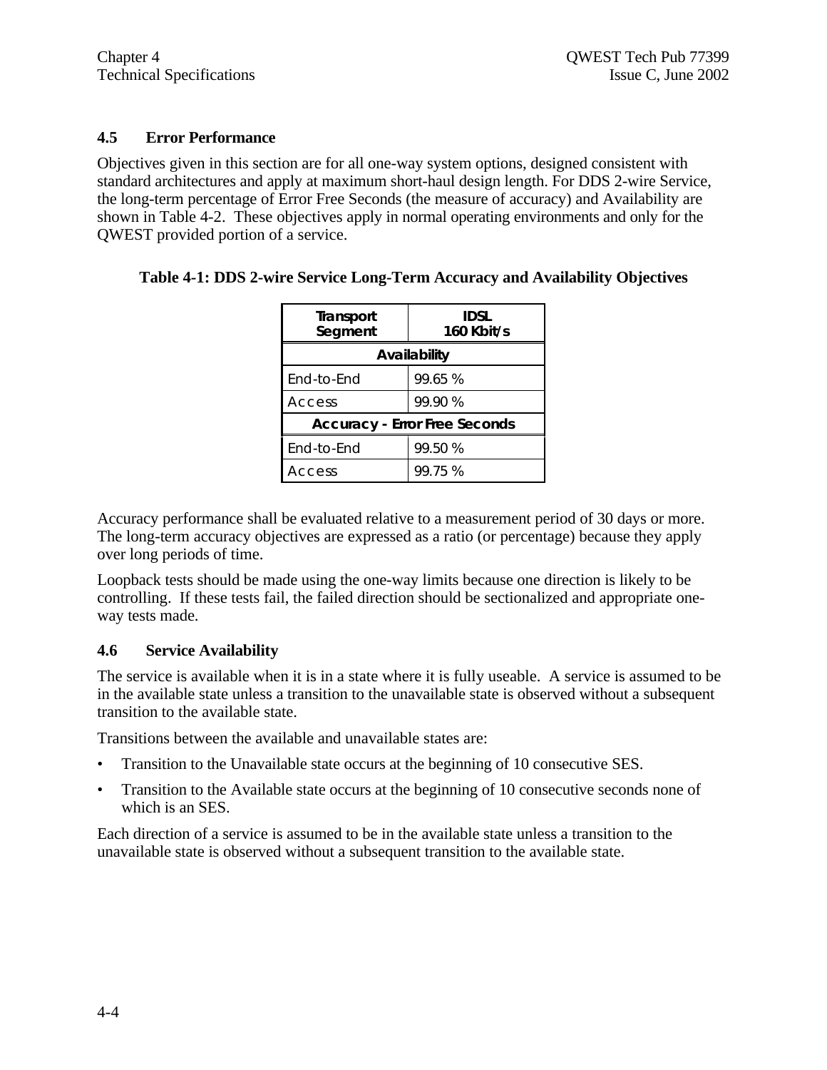## 4.5 Error Performance

Objectives given in this section are for all one-way system options, designed consistent with standard architectures and apply at maximum short-haul design length. For DDS 2-wire Service, the long-term percentage of Error Free Seconds (the measure of accuracy) and Availability are shown in Table 4-2. These objectives apply in normal operating environments and only for the QWEST provided portion of a service.

**Table 4-1: DDS 2-wire Service Long-Term Accuracy and Availability Objectives**

| Transport Segment | IDSL 160 Kbit/s |
|---|---|
| **Availability** | |
| End-to-End | 99.65 % |
| Access | 99.90 % |
| **Accuracy - Error Free Seconds** | |
| End-to-End | 99.50 % |
| Access | 99.75 % |

Accuracy performance shall be evaluated relative to a measurement period of 30 days or more. The long-term accuracy objectives are expressed as a ratio (or percentage) because they apply over long periods of time.

Loopback tests should be made using the one-way limits because one direction is likely to be controlling. If these tests fail, the failed direction should be sectionalized and appropriate one-way tests made.

## 4.6 Service Availability

The service is available when it is in a state where it is fully useable. A service is assumed to be in the available state unless a transition to the unavailable state is observed without a subsequent transition to the available state.

Transitions between the available and unavailable states are:

- Transition to the Unavailable state occurs at the beginning of 10 consecutive SES.
- Transition to the Available state occurs at the beginning of 10 consecutive seconds none of which is an SES.

Each direction of a service is assumed to be in the available state unless a transition to the unavailable state is observed without a subsequent transition to the available state.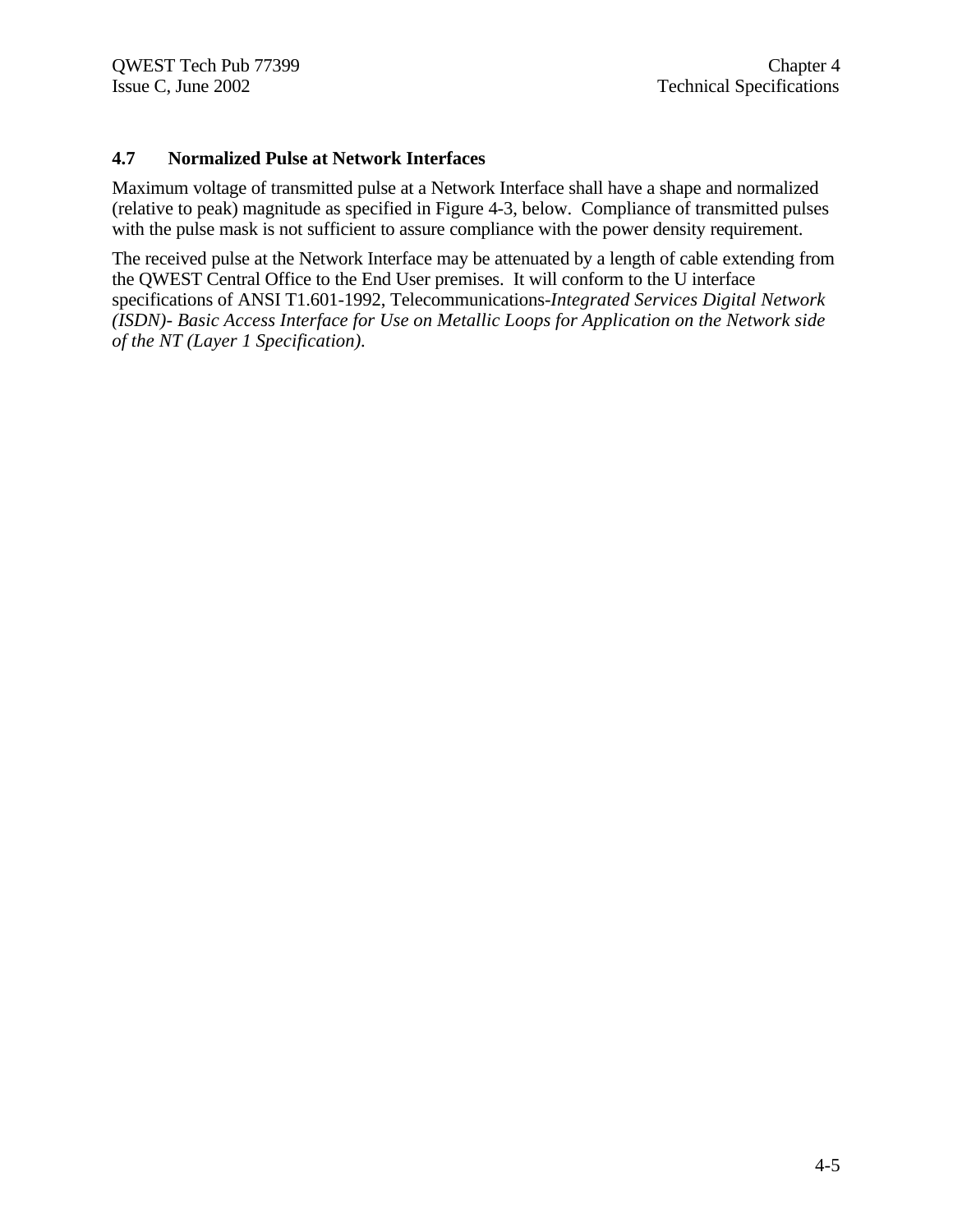### 4.7 Normalized Pulse at Network Interfaces

Maximum voltage of transmitted pulse at a Network Interface shall have a shape and normalized (relative to peak) magnitude as specified in Figure 4-3, below. Compliance of transmitted pulses with the pulse mask is not sufficient to assure compliance with the power density requirement.

The received pulse at the Network Interface may be attenuated by a length of cable extending from the QWEST Central Office to the End User premises. It will conform to the U interface specifications of ANSI T1.601-1992, Telecommunications-*Integrated Services Digital Network (ISDN)- Basic Access Interface for Use on Metallic Loops for Application on the Network side of the NT (Layer 1 Specification).*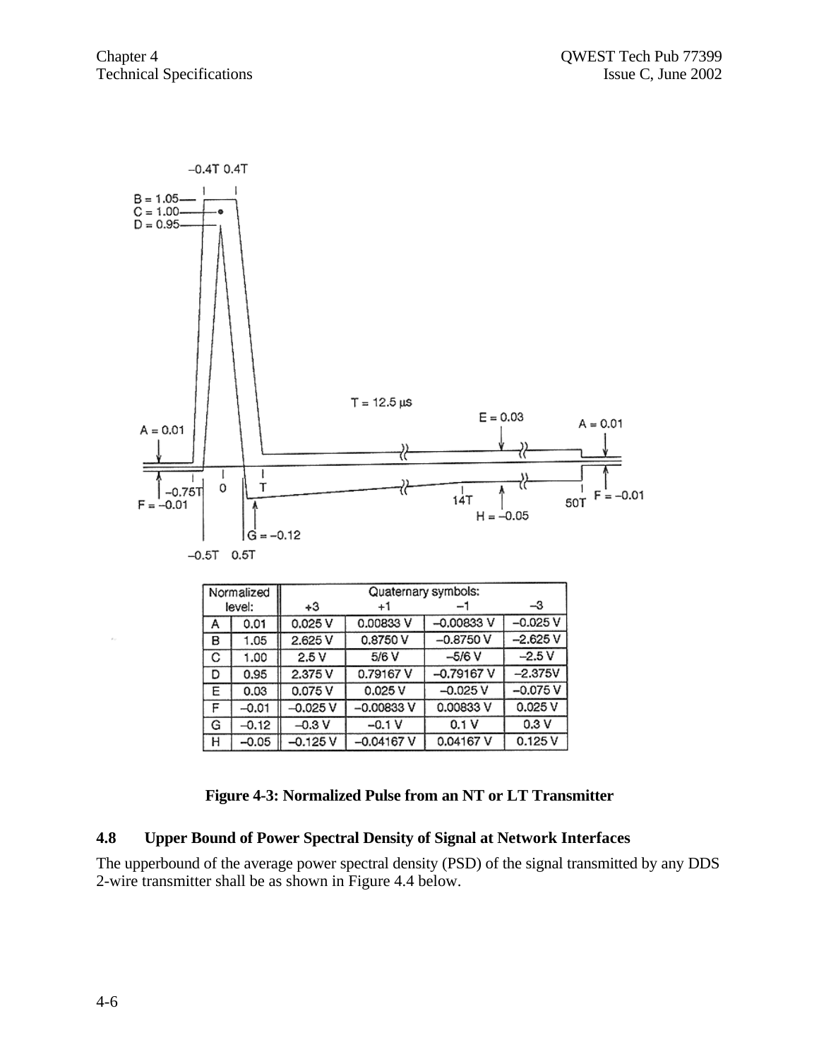| Normalized level: | | Quaternary symbols: +3 | +1 | −1 | −3 |
|---|---|---|---|---|---|
| A | 0.01 | 0.025 V | 0.00833 V | −0.00833 V | −0.025 V |
| B | 1.05 | 2.625 V | 0.8750 V | −0.8750 V | −2.625 V |
| C | 1.00 | 2.5 V | 5/6 V | −5/6 V | −2.5 V |
| D | 0.95 | 2.375 V | 0.79167 V | −0.79167 V | −2.375V |
| E | 0.03 | 0.075 V | 0.025 V | −0.025 V | −0.075 V |
| F | −0.01 | −0.025 V | −0.00833 V | 0.00833 V | 0.025 V |
| G | −0.12 | −0.3 V | −0.1 V | 0.1 V | 0.3 V |
| H | −0.05 | −0.125 V | −0.04167 V | 0.04167 V | 0.125 V |

**Figure 4-3: Normalized Pulse from an NT or LT Transmitter**

## 4.8 Upper Bound of Power Spectral Density of Signal at Network Interfaces

The upperbound of the average power spectral density (PSD) of the signal transmitted by any DDS 2-wire transmitter shall be as shown in Figure 4.4 below.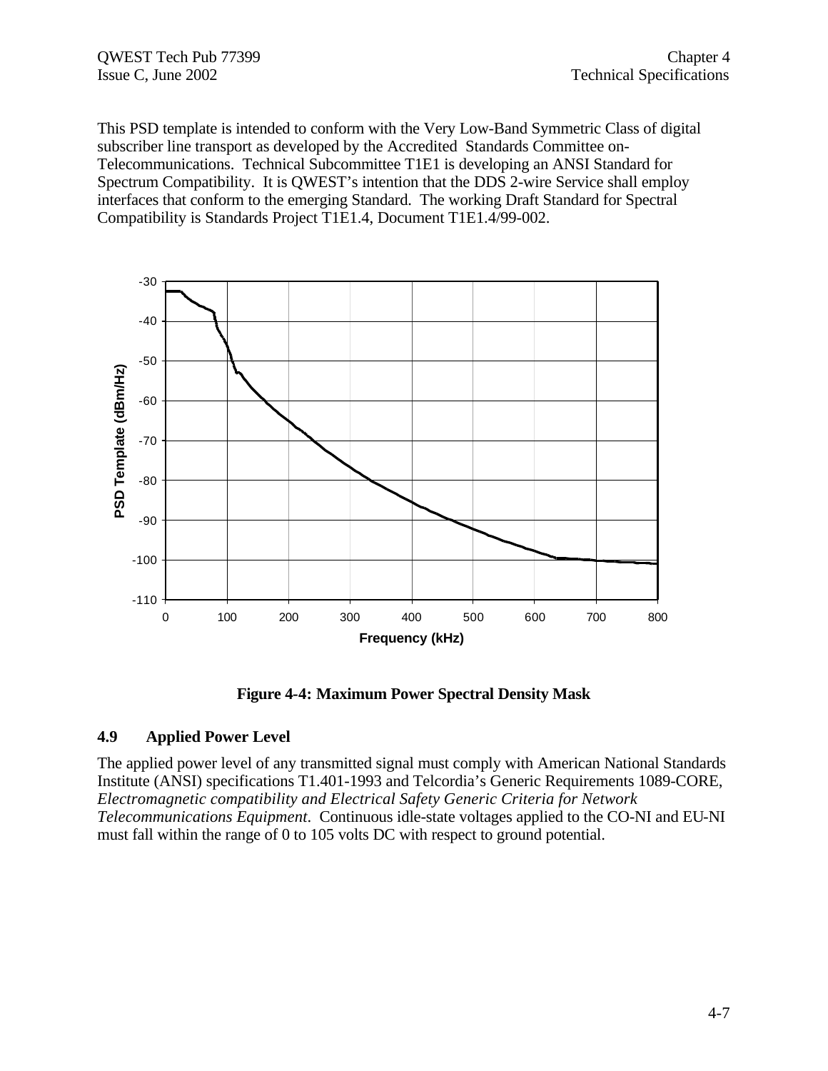This PSD template is intended to conform with the Very Low-Band Symmetric Class of digital subscriber line transport as developed by the Accredited Standards Committee on-Telecommunications. Technical Subcommittee T1E1 is developing an ANSI Standard for Spectrum Compatibility. It is QWEST's intention that the DDS 2-wire Service shall employ interfaces that conform to the emerging Standard. The working Draft Standard for Spectral Compatibility is Standards Project T1E1.4, Document T1E1.4/99-002.

**Figure 4-4: Maximum Power Spectral Density Mask**

## 4.9 Applied Power Level

The applied power level of any transmitted signal must comply with American National Standards Institute (ANSI) specifications T1.401-1993 and Telcordia's Generic Requirements 1089-CORE, *Electromagnetic compatibility and Electrical Safety Generic Criteria for Network Telecommunications Equipment*. Continuous idle-state voltages applied to the CO-NI and EU-NI must fall within the range of 0 to 105 volts DC with respect to ground potential.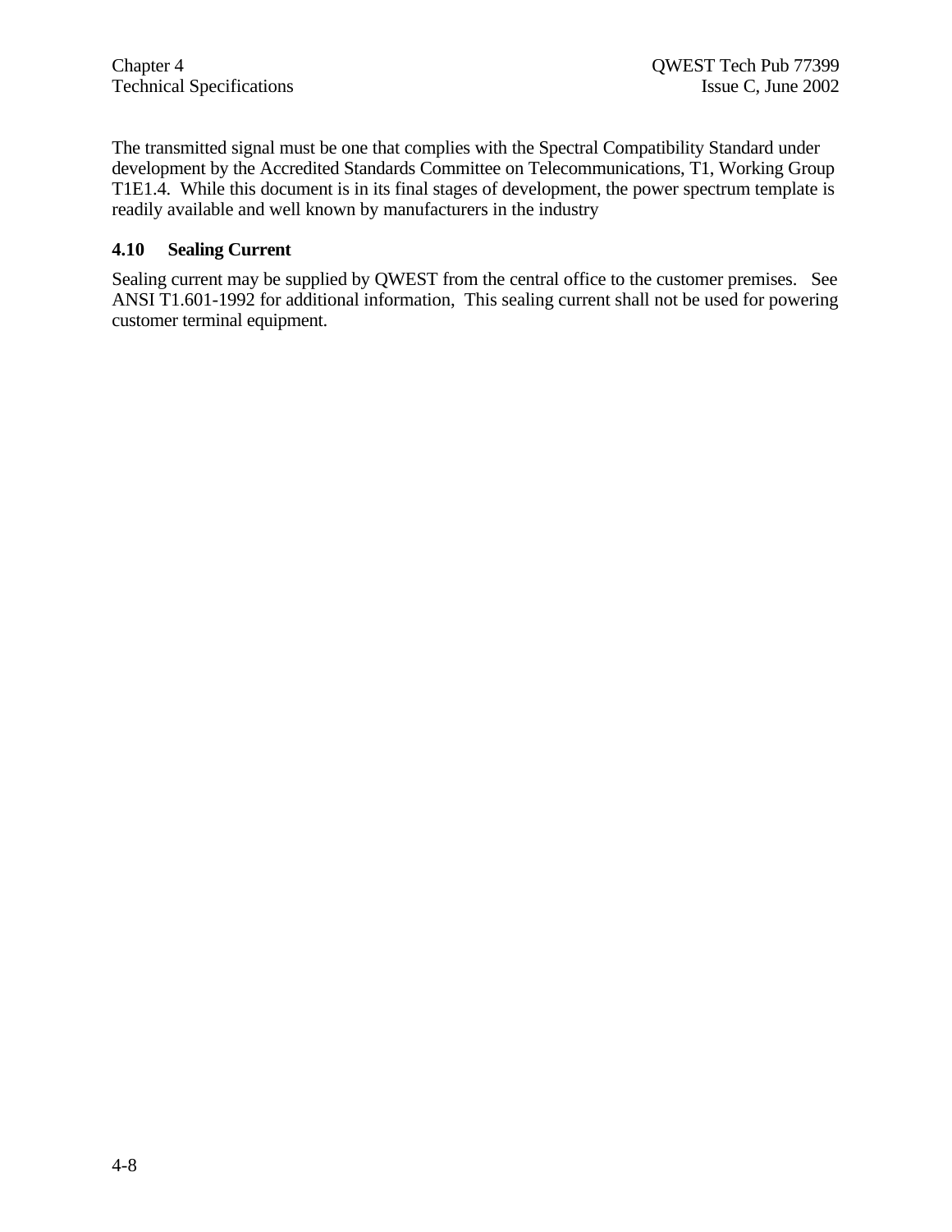The transmitted signal must be one that complies with the Spectral Compatibility Standard under development by the Accredited Standards Committee on Telecommunications, T1, Working Group T1E1.4. While this document is in its final stages of development, the power spectrum template is readily available and well known by manufacturers in the industry

### 4.10 Sealing Current

Sealing current may be supplied by QWEST from the central office to the customer premises. See ANSI T1.601-1992 for additional information, This sealing current shall not be used for powering customer terminal equipment.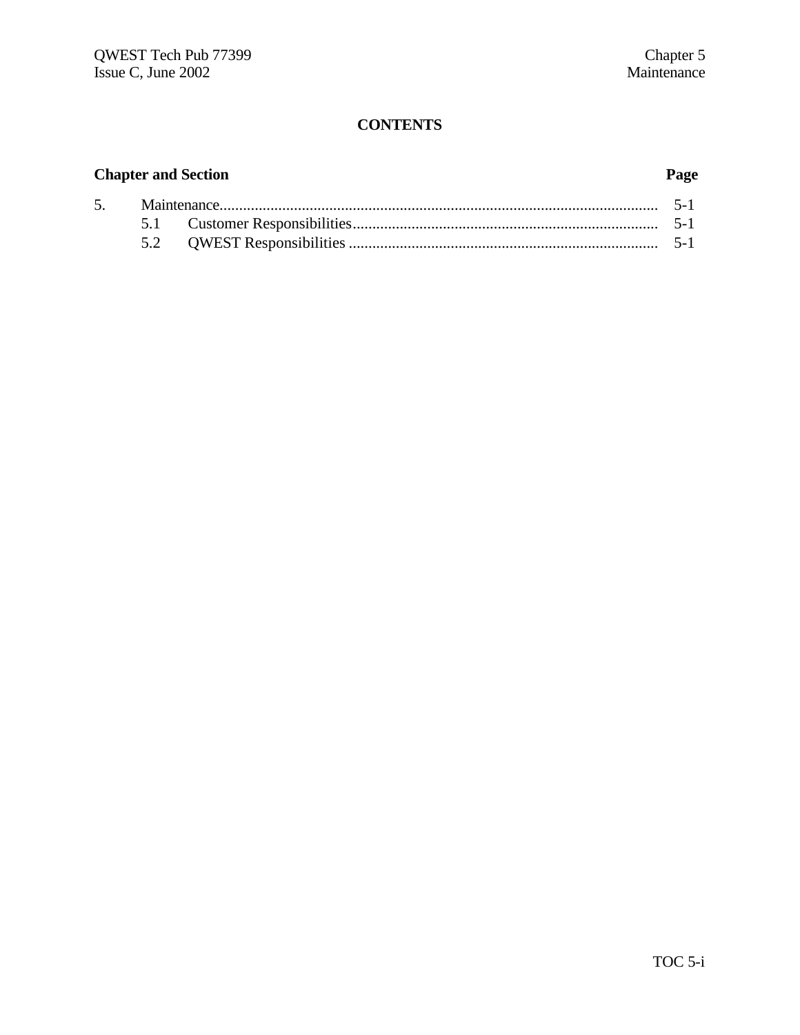**CONTENTS**

| Chapter and Section | | Page |
|---|---|---|
| 5. | Maintenance | 5-1 |
| | 5.1 Customer Responsibilities | 5-1 |
| | 5.2 QWEST Responsibilities | 5-1 |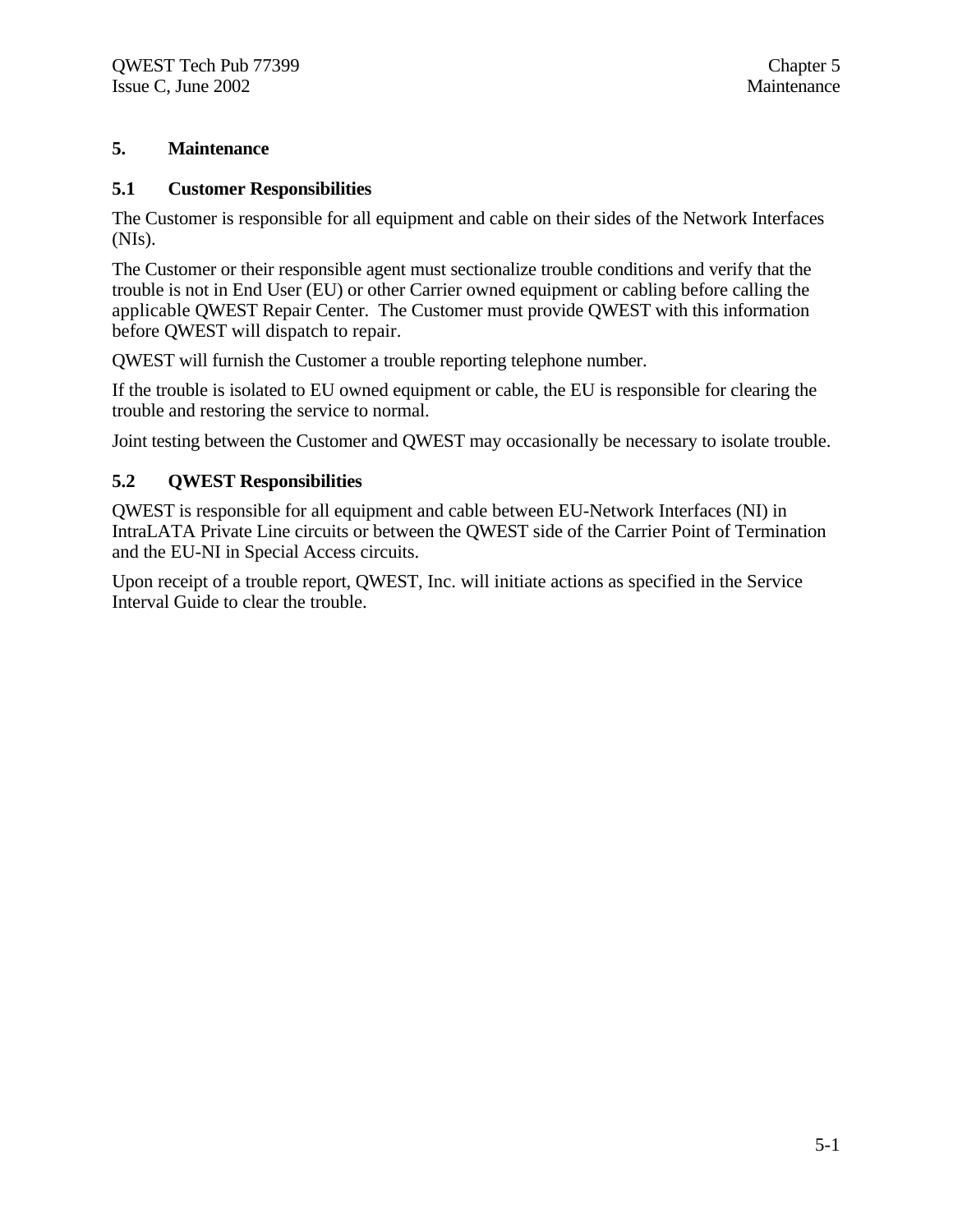# 5. Maintenance

## 5.1 Customer Responsibilities

The Customer is responsible for all equipment and cable on their sides of the Network Interfaces (NIs).

The Customer or their responsible agent must sectionalize trouble conditions and verify that the trouble is not in End User (EU) or other Carrier owned equipment or cabling before calling the applicable QWEST Repair Center. The Customer must provide QWEST with this information before QWEST will dispatch to repair.

QWEST will furnish the Customer a trouble reporting telephone number.

If the trouble is isolated to EU owned equipment or cable, the EU is responsible for clearing the trouble and restoring the service to normal.

Joint testing between the Customer and QWEST may occasionally be necessary to isolate trouble.

## 5.2 QWEST Responsibilities

QWEST is responsible for all equipment and cable between EU-Network Interfaces (NI) in IntraLATA Private Line circuits or between the QWEST side of the Carrier Point of Termination and the EU-NI in Special Access circuits.

Upon receipt of a trouble report, QWEST, Inc. will initiate actions as specified in the Service Interval Guide to clear the trouble.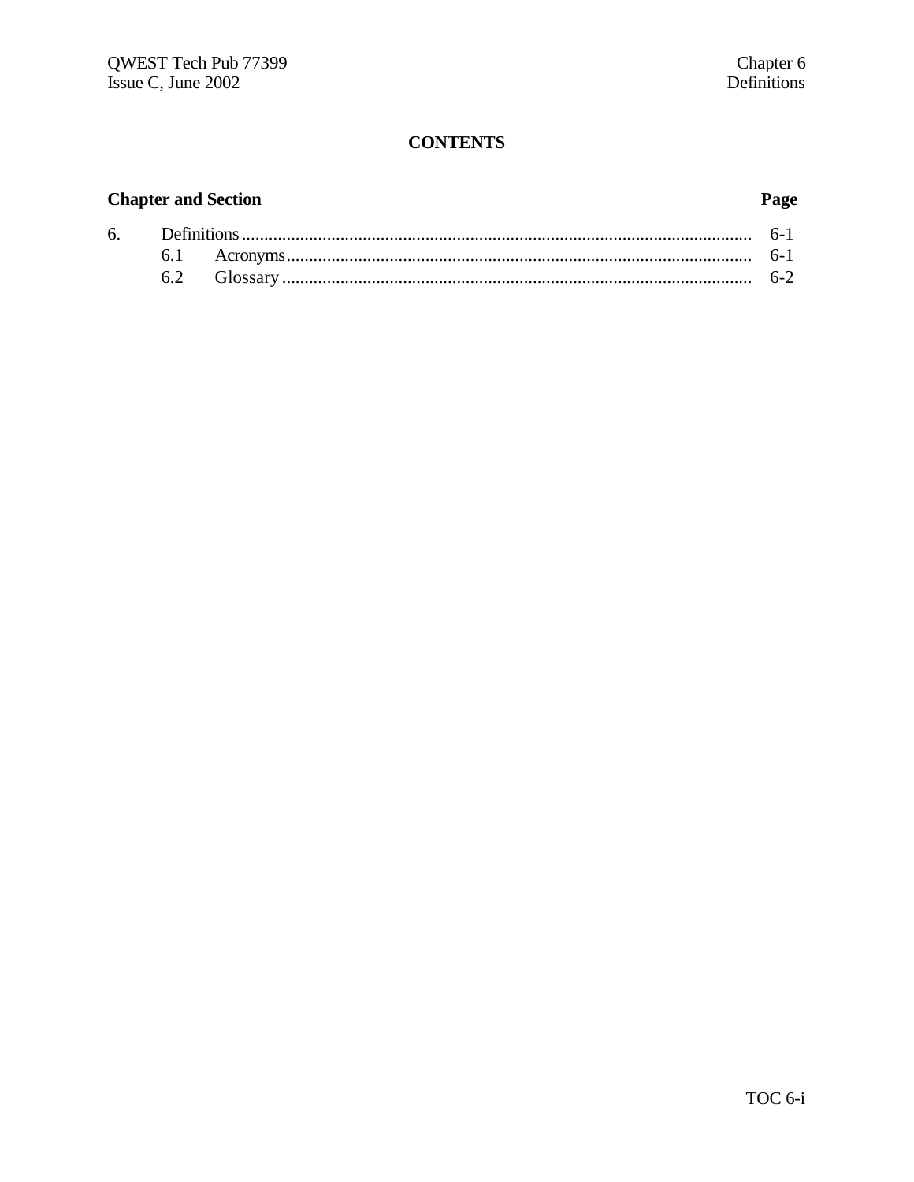# CONTENTS

| Chapter and Section | | | Page |
|---|---|---|---|
| 6. | Definitions | | 6-1 |
| | 6.1 | Acronyms | 6-1 |
| | 6.2 | Glossary | 6-2 |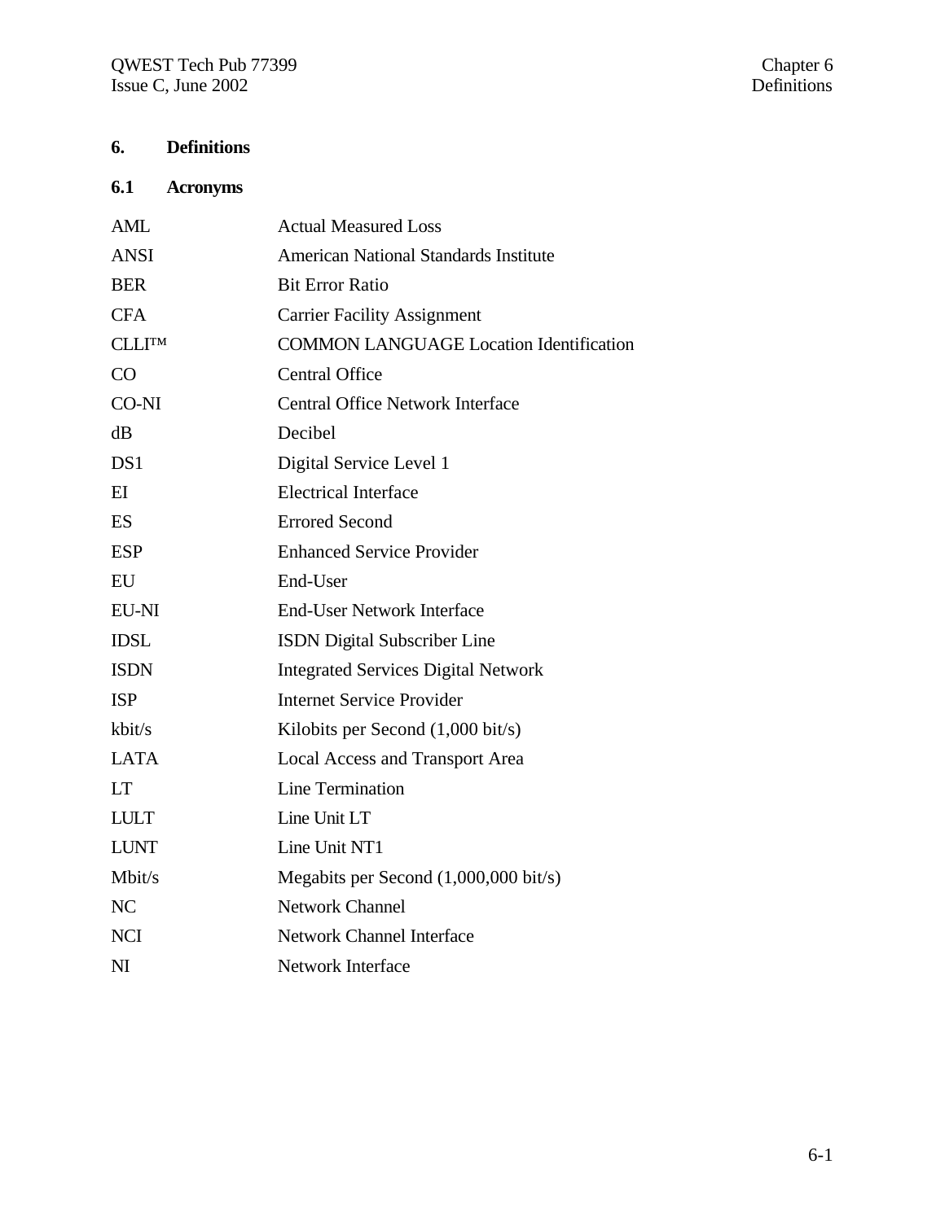# 6. Definitions

## 6.1 Acronyms

| | |
|---|---|
| AML | Actual Measured Loss |
| ANSI | American National Standards Institute |
| BER | Bit Error Ratio |
| CFA | Carrier Facility Assignment |
| CLLI™ | COMMON LANGUAGE Location Identification |
| CO | Central Office |
| CO-NI | Central Office Network Interface |
| dB | Decibel |
| DS1 | Digital Service Level 1 |
| EI | Electrical Interface |
| ES | Errored Second |
| ESP | Enhanced Service Provider |
| EU | End-User |
| EU-NI | End-User Network Interface |
| IDSL | ISDN Digital Subscriber Line |
| ISDN | Integrated Services Digital Network |
| ISP | Internet Service Provider |
| kbit/s | Kilobits per Second (1,000 bit/s) |
| LATA | Local Access and Transport Area |
| LT | Line Termination |
| LULT | Line Unit LT |
| LUNT | Line Unit NT1 |
| Mbit/s | Megabits per Second (1,000,000 bit/s) |
| NC | Network Channel |
| NCI | Network Channel Interface |
| NI | Network Interface |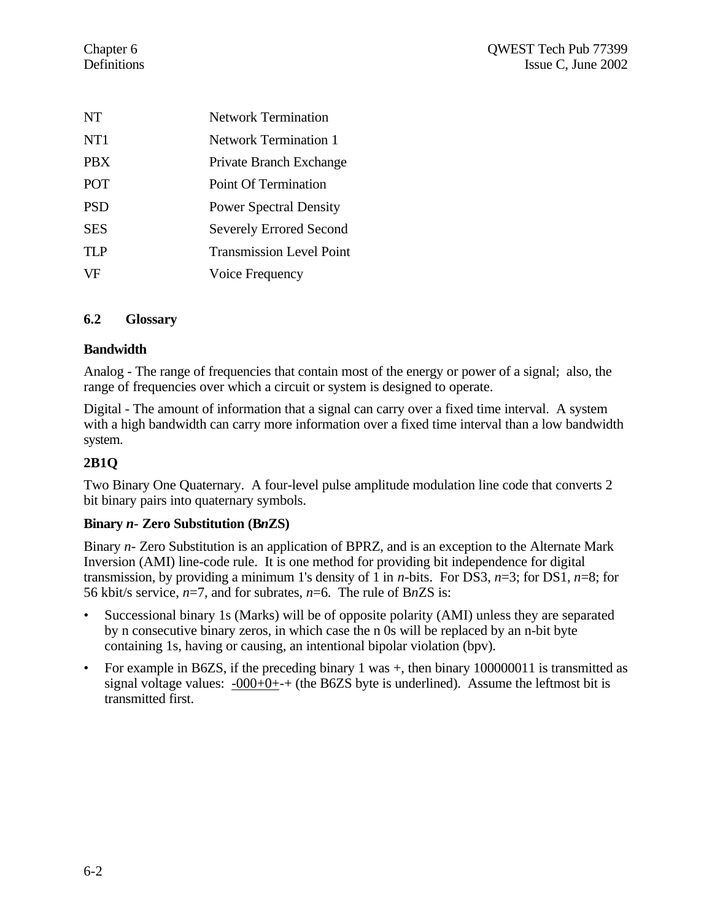| | |
|---|---|
| NT | Network Termination |
| NT1 | Network Termination 1 |
| PBX | Private Branch Exchange |
| POT | Point Of Termination |
| PSD | Power Spectral Density |
| SES | Severely Errored Second |
| TLP | Transmission Level Point |
| VF | Voice Frequency |

## 6.2 Glossary

**Bandwidth**

Analog - The range of frequencies that contain most of the energy or power of a signal; also, the range of frequencies over which a circuit or system is designed to operate.

Digital - The amount of information that a signal can carry over a fixed time interval. A system with a high bandwidth can carry more information over a fixed time interval than a low bandwidth system.

**2B1Q**

Two Binary One Quaternary. A four-level pulse amplitude modulation line code that converts 2 bit binary pairs into quaternary symbols.

**Binary *n*- Zero Substitution (B*n*ZS)**

Binary *n*- Zero Substitution is an application of BPRZ, and is an exception to the Alternate Mark Inversion (AMI) line-code rule. It is one method for providing bit independence for digital transmission, by providing a minimum 1's density of 1 in *n*-bits. For DS3, *n*=3; for DS1, *n*=8; for 56 kbit/s service, *n*=7, and for subrates, *n*=6. The rule of B*n*ZS is:

- Successional binary 1s (Marks) will be of opposite polarity (AMI) unless they are separated by n consecutive binary zeros, in which case the n 0s will be replaced by an n-bit byte containing 1s, having or causing, an intentional bipolar violation (bpv).
- For example in B6ZS, if the preceding binary 1 was +, then binary 100000011 is transmitted as signal voltage values: <u>-000+0+</u>-+ (the B6ZS byte is underlined). Assume the leftmost bit is transmitted first.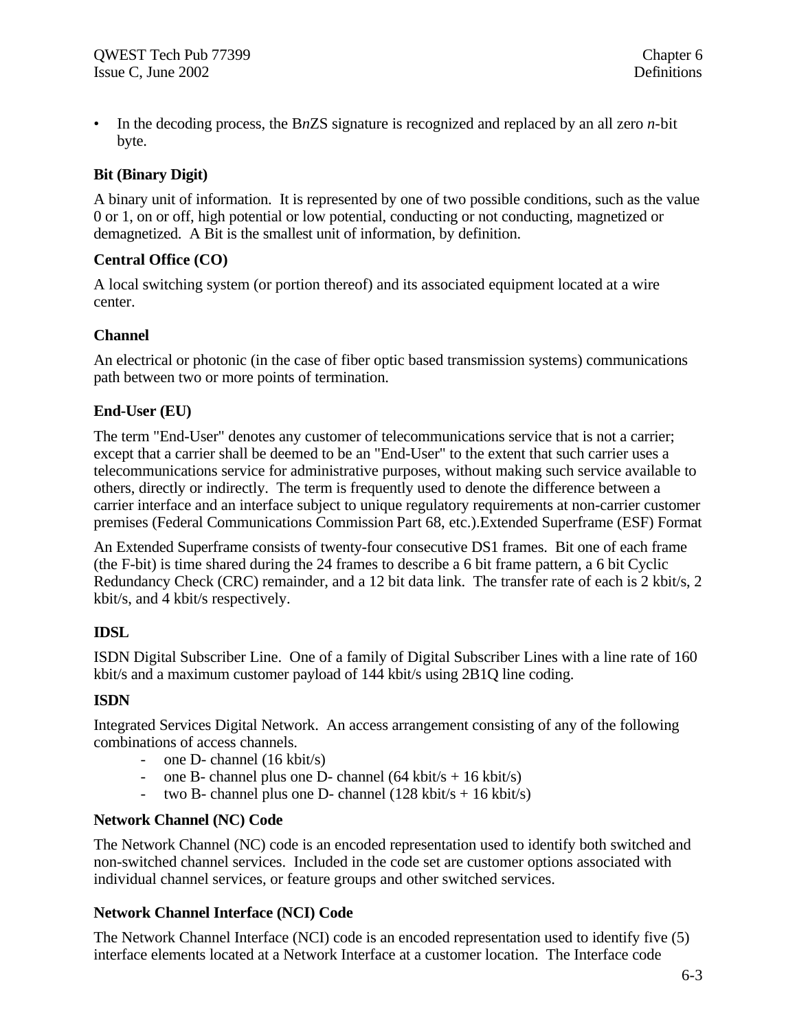- In the decoding process, the B*n*ZS signature is recognized and replaced by an all zero *n*-bit byte.

**Bit (Binary Digit)**

A binary unit of information. It is represented by one of two possible conditions, such as the value 0 or 1, on or off, high potential or low potential, conducting or not conducting, magnetized or demagnetized. A Bit is the smallest unit of information, by definition.

**Central Office (CO)**

A local switching system (or portion thereof) and its associated equipment located at a wire center.

**Channel**

An electrical or photonic (in the case of fiber optic based transmission systems) communications path between two or more points of termination.

**End-User (EU)**

The term "End-User" denotes any customer of telecommunications service that is not a carrier; except that a carrier shall be deemed to be an "End-User" to the extent that such carrier uses a telecommunications service for administrative purposes, without making such service available to others, directly or indirectly. The term is frequently used to denote the difference between a carrier interface and an interface subject to unique regulatory requirements at non-carrier customer premises (Federal Communications Commission Part 68, etc.).Extended Superframe (ESF) Format

An Extended Superframe consists of twenty-four consecutive DS1 frames. Bit one of each frame (the F-bit) is time shared during the 24 frames to describe a 6 bit frame pattern, a 6 bit Cyclic Redundancy Check (CRC) remainder, and a 12 bit data link. The transfer rate of each is 2 kbit/s, 2 kbit/s, and 4 kbit/s respectively.

**IDSL**

ISDN Digital Subscriber Line. One of a family of Digital Subscriber Lines with a line rate of 160 kbit/s and a maximum customer payload of 144 kbit/s using 2B1Q line coding.

**ISDN**

Integrated Services Digital Network. An access arrangement consisting of any of the following combinations of access channels.

- one D- channel (16 kbit/s)
- one B- channel plus one D- channel (64 kbit/s + 16 kbit/s)
- two B- channel plus one D- channel (128 kbit/s + 16 kbit/s)

**Network Channel (NC) Code**

The Network Channel (NC) code is an encoded representation used to identify both switched and non-switched channel services. Included in the code set are customer options associated with individual channel services, or feature groups and other switched services.

**Network Channel Interface (NCI) Code**

The Network Channel Interface (NCI) code is an encoded representation used to identify five (5) interface elements located at a Network Interface at a customer location. The Interface code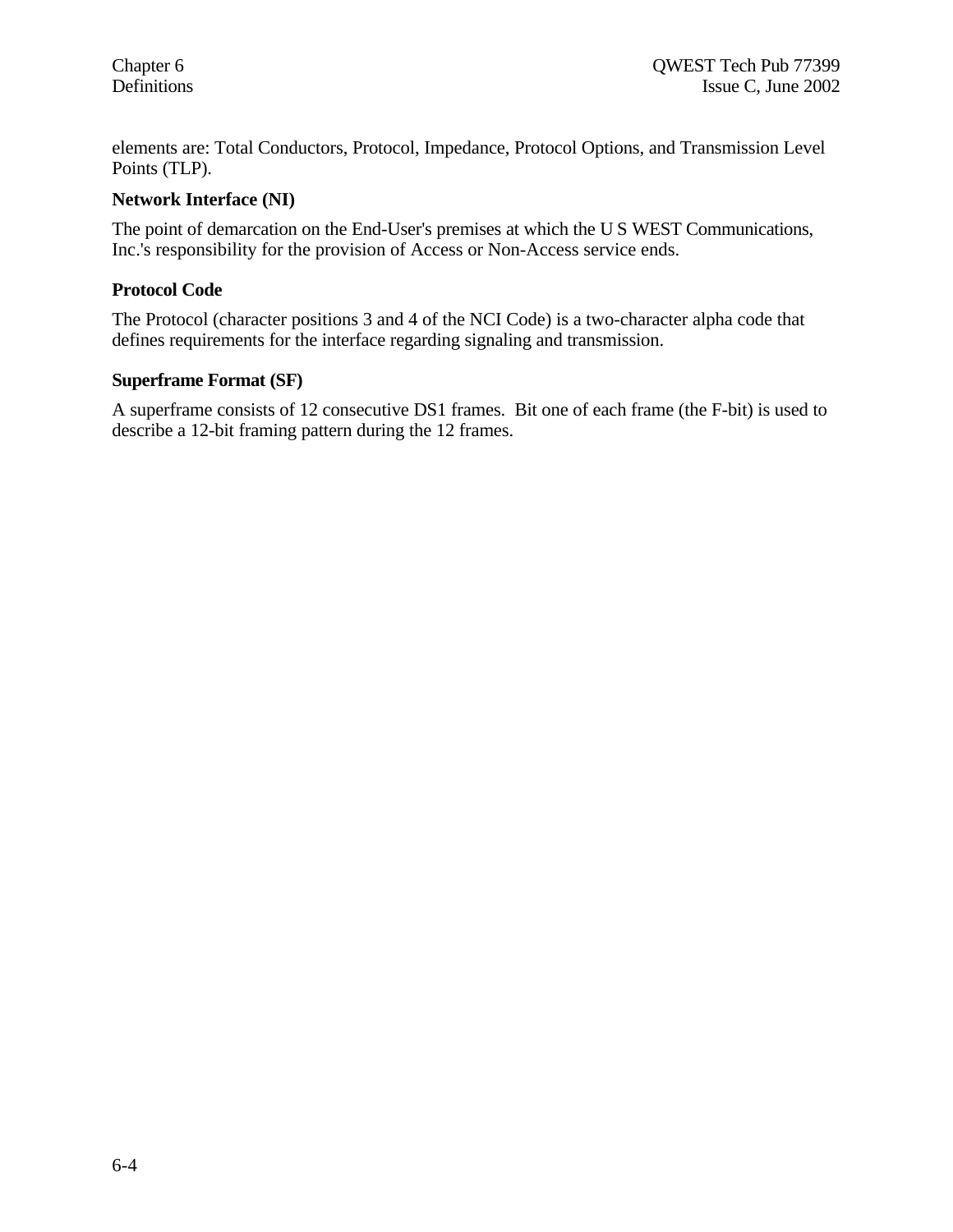elements are: Total Conductors, Protocol, Impedance, Protocol Options, and Transmission Level Points (TLP).

**Network Interface (NI)**

The point of demarcation on the End-User's premises at which the U S WEST Communications, Inc.'s responsibility for the provision of Access or Non-Access service ends.

**Protocol Code**

The Protocol (character positions 3 and 4 of the NCI Code) is a two-character alpha code that defines requirements for the interface regarding signaling and transmission.

**Superframe Format (SF)**

A superframe consists of 12 consecutive DS1 frames. Bit one of each frame (the F-bit) is used to describe a 12-bit framing pattern during the 12 frames.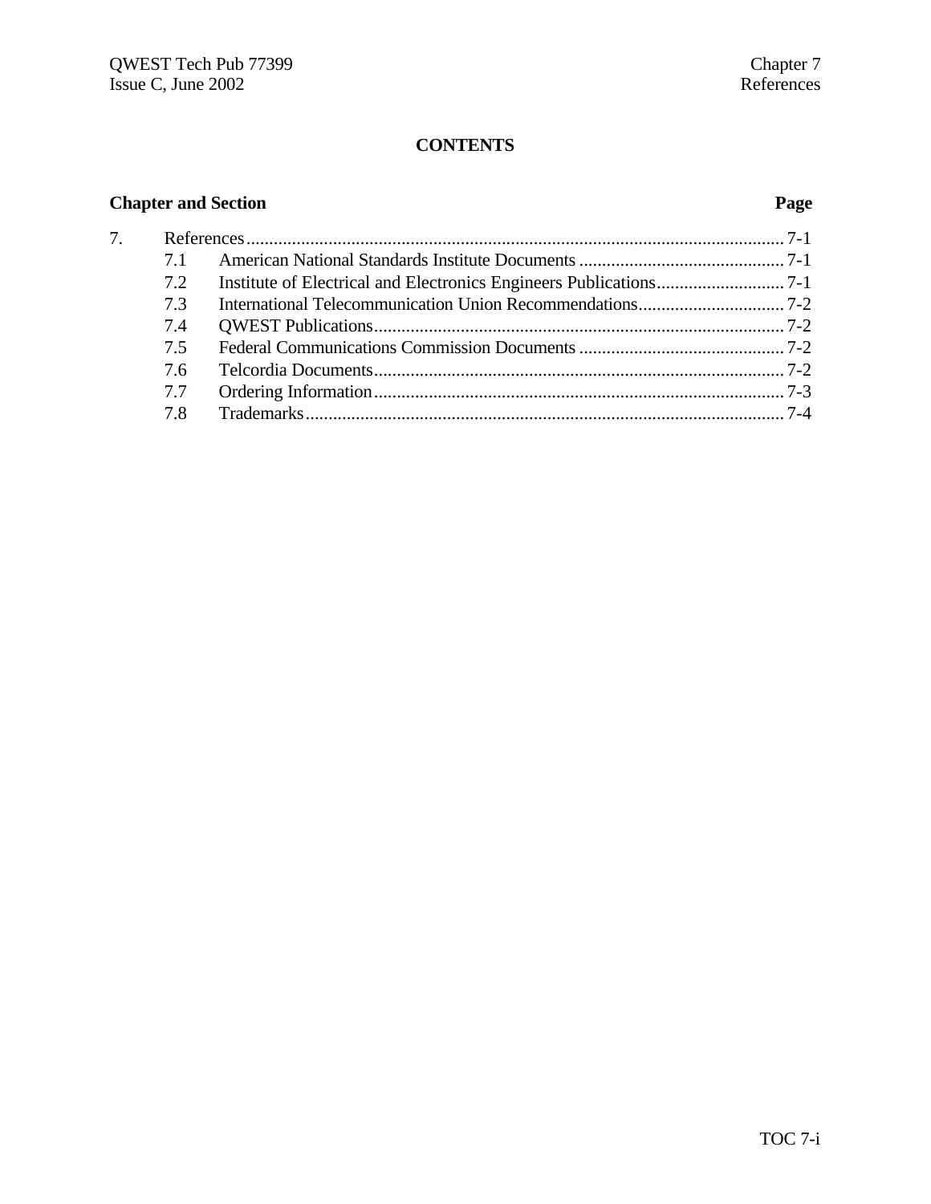# CONTENTS

| Chapter and Section | | Page |
|---|---|---|
| 7. | References | 7-1 |
| 7.1 | American National Standards Institute Documents | 7-1 |
| 7.2 | Institute of Electrical and Electronics Engineers Publications | 7-1 |
| 7.3 | International Telecommunication Union Recommendations | 7-2 |
| 7.4 | QWEST Publications | 7-2 |
| 7.5 | Federal Communications Commission Documents | 7-2 |
| 7.6 | Telcordia Documents | 7-2 |
| 7.7 | Ordering Information | 7-3 |
| 7.8 | Trademarks | 7-4 |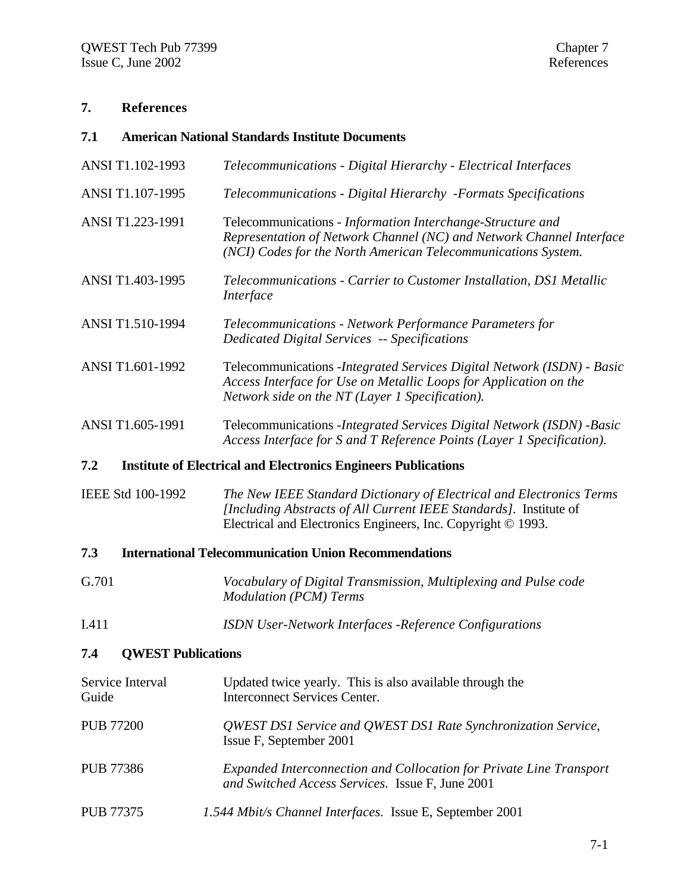# 7. References

## 7.1 American National Standards Institute Documents

| | |
|---|---|
| ANSI T1.102-1993 | *Telecommunications - Digital Hierarchy - Electrical Interfaces* |
| ANSI T1.107-1995 | *Telecommunications - Digital Hierarchy -Formats Specifications* |
| ANSI T1.223-1991 | Telecommunications - *Information Interchange-Structure and Representation of Network Channel (NC) and Network Channel Interface (NCI) Codes for the North American Telecommunications System.* |
| ANSI T1.403-1995 | *Telecommunications - Carrier to Customer Installation, DS1 Metallic Interface* |
| ANSI T1.510-1994 | *Telecommunications - Network Performance Parameters for Dedicated Digital Services -- Specifications* |
| ANSI T1.601-1992 | Telecommunications -*Integrated Services Digital Network (ISDN) - Basic Access Interface for Use on Metallic Loops for Application on the Network side on the NT (Layer 1 Specification).* |
| ANSI T1.605-1991 | Telecommunications -*Integrated Services Digital Network (ISDN) -Basic Access Interface for S and T Reference Points (Layer 1 Specification).* |

## 7.2 Institute of Electrical and Electronics Engineers Publications

| | |
|---|---|
| IEEE Std 100-1992 | *The New IEEE Standard Dictionary of Electrical and Electronics Terms [Including Abstracts of All Current IEEE Standards].* Institute of Electrical and Electronics Engineers, Inc. Copyright © 1993. |

## 7.3 International Telecommunication Union Recommendations

| | |
|---|---|
| G.701 | *Vocabulary of Digital Transmission, Multiplexing and Pulse code Modulation (PCM) Terms* |
| I.411 | *ISDN User-Network Interfaces -Reference Configurations* |

## 7.4 QWEST Publications

| | |
|---|---|
| Service Interval Guide | Updated twice yearly. This is also available through the Interconnect Services Center. |
| PUB 77200 | *QWEST DS1 Service and QWEST DS1 Rate Synchronization Service*, Issue F, September 2001 |
| PUB 77386 | *Expanded Interconnection and Collocation for Private Line Transport and Switched Access Services.* Issue F, June 2001 |
| PUB 77375 | *1.544 Mbit/s Channel Interfaces.* Issue E, September 2001 |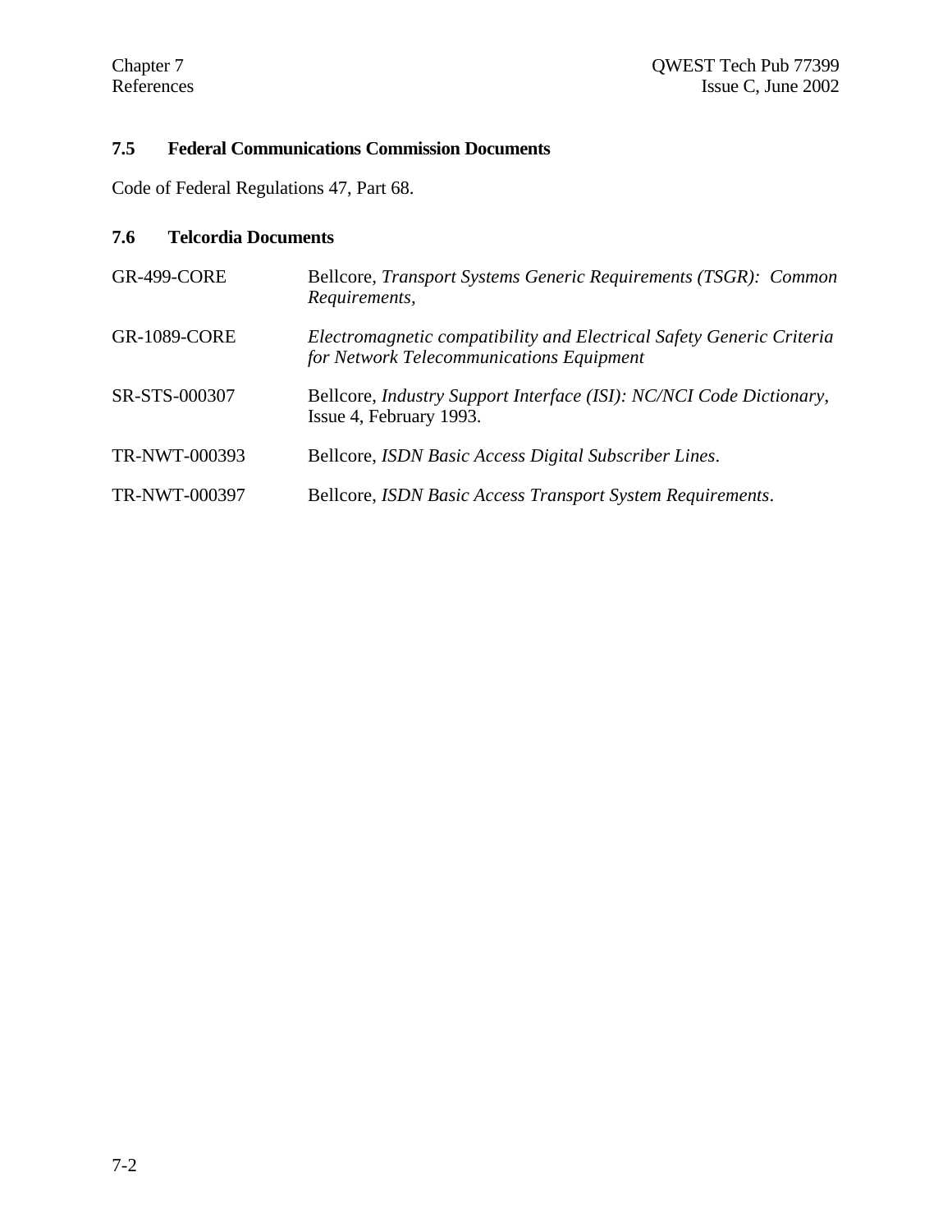### 7.5 Federal Communications Commission Documents

Code of Federal Regulations 47, Part 68.

### 7.6 Telcordia Documents

| | |
|---|---|
| GR-499-CORE | Bellcore, *Transport Systems Generic Requirements (TSGR): Common Requirements,* |
| GR-1089-CORE | *Electromagnetic compatibility and Electrical Safety Generic Criteria for Network Telecommunications Equipment* |
| SR-STS-000307 | Bellcore, *Industry Support Interface (ISI): NC/NCI Code Dictionary*, Issue 4, February 1993. |
| TR-NWT-000393 | Bellcore, *ISDN Basic Access Digital Subscriber Lines*. |
| TR-NWT-000397 | Bellcore, *ISDN Basic Access Transport System Requirements*. |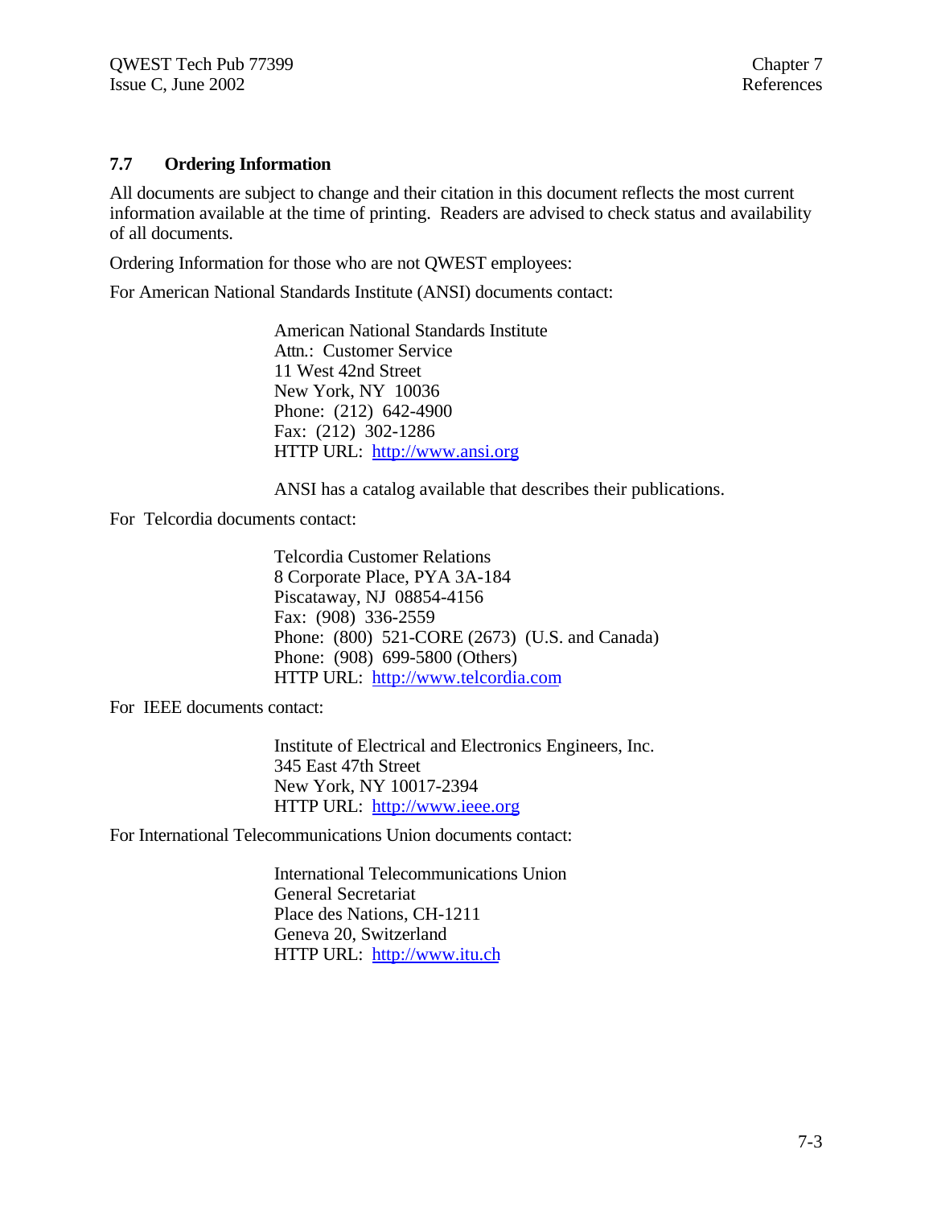## 7.7 Ordering Information

All documents are subject to change and their citation in this document reflects the most current information available at the time of printing. Readers are advised to check status and availability of all documents.

Ordering Information for those who are not QWEST employees:

For American National Standards Institute (ANSI) documents contact:

> American National Standards Institute
> Attn.: Customer Service
> 11 West 42nd Street
> New York, NY 10036
> Phone: (212) 642-4900
> Fax: (212) 302-1286
> HTTP URL: http://www.ansi.org
>
> ANSI has a catalog available that describes their publications.

For Telcordia documents contact:

> Telcordia Customer Relations
> 8 Corporate Place, PYA 3A-184
> Piscataway, NJ 08854-4156
> Fax: (908) 336-2559
> Phone: (800) 521-CORE (2673) (U.S. and Canada)
> Phone: (908) 699-5800 (Others)
> HTTP URL: http://www.telcordia.com

For IEEE documents contact:

> Institute of Electrical and Electronics Engineers, Inc.
> 345 East 47th Street
> New York, NY 10017-2394
> HTTP URL: http://www.ieee.org

For International Telecommunications Union documents contact:

> International Telecommunications Union
> General Secretariat
> Place des Nations, CH-1211
> Geneva 20, Switzerland
> HTTP URL: http://www.itu.ch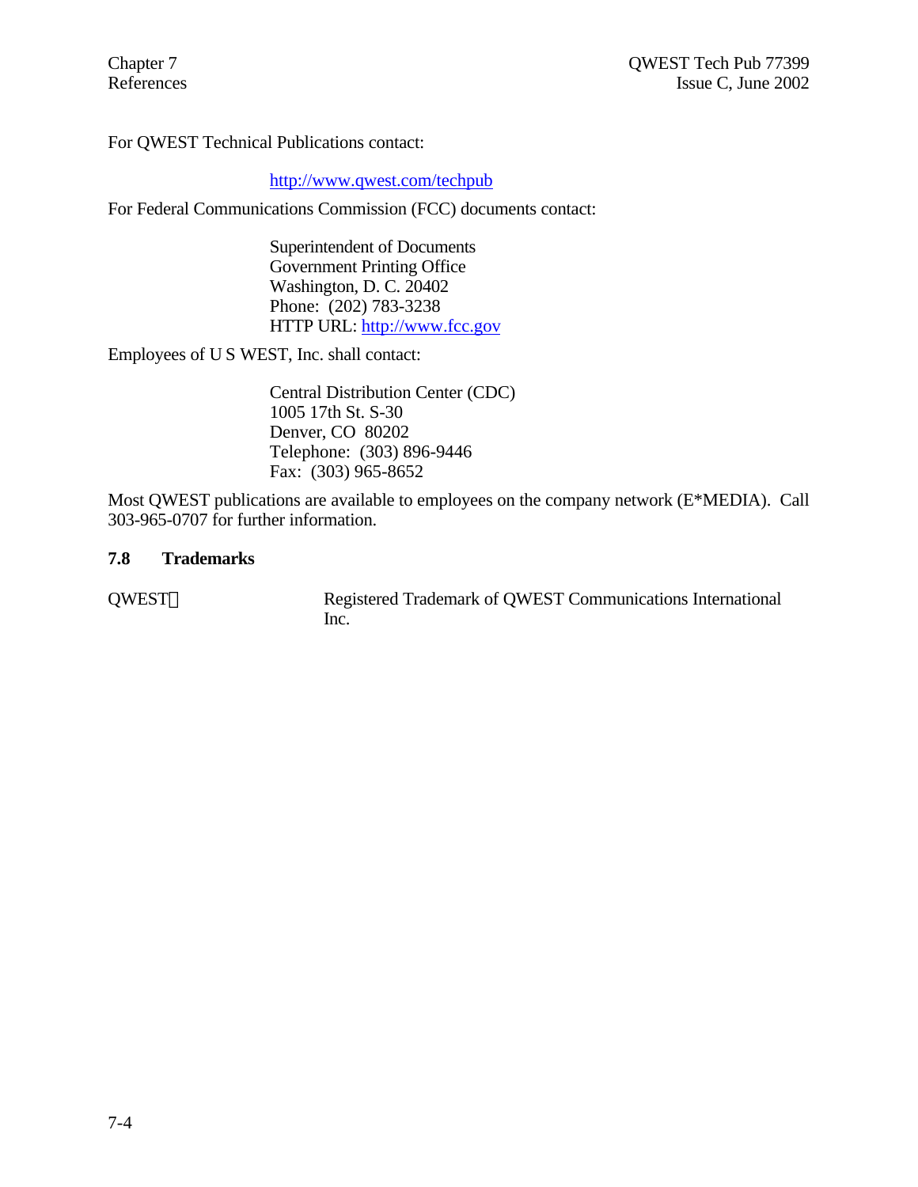For QWEST Technical Publications contact:

http://www.qwest.com/techpub

For Federal Communications Commission (FCC) documents contact:

Superintendent of Documents  
Government Printing Office  
Washington, D. C. 20402  
Phone: (202) 783-3238  
HTTP URL: http://www.fcc.gov

Employees of U S WEST, Inc. shall contact:

Central Distribution Center (CDC)  
1005 17th St. S-30  
Denver, CO 80202  
Telephone: (303) 896-9446  
Fax: (303) 965-8652

Most QWEST publications are available to employees on the company network (E*MEDIA). Call 303-965-0707 for further information.

## 7.8 Trademarks

| | |
|---|---|
| QWEST® | Registered Trademark of QWEST Communications International Inc. |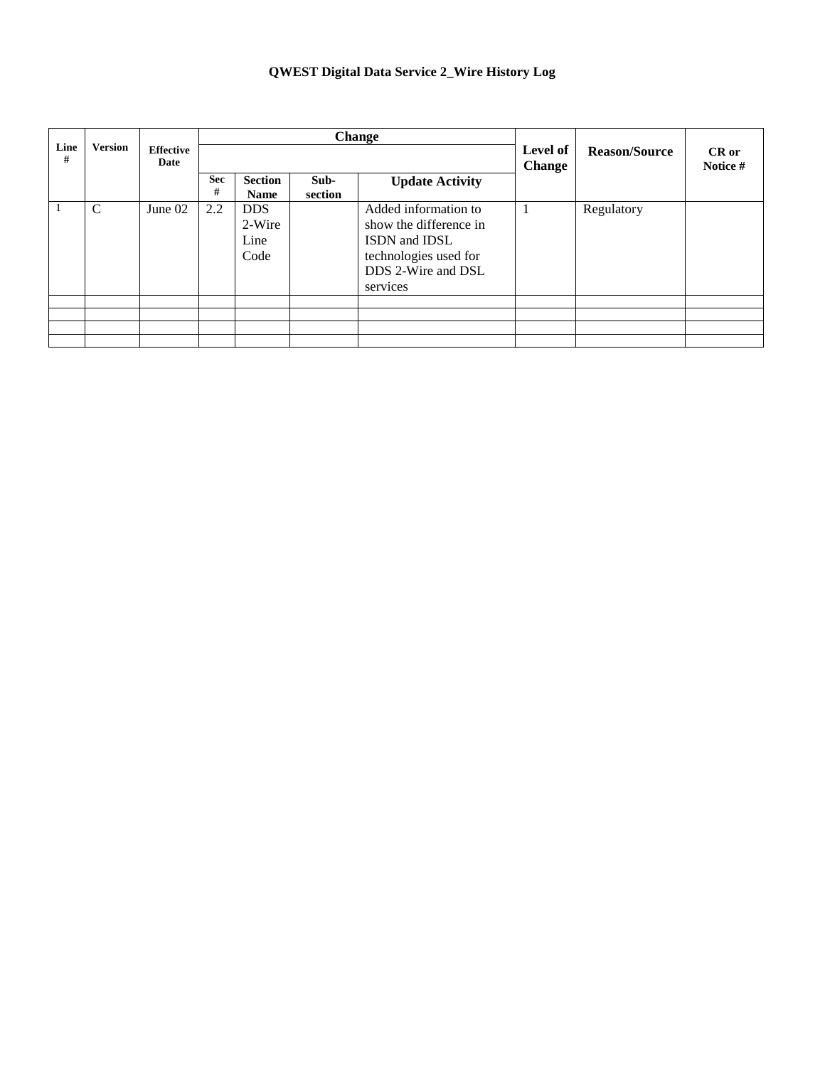**QWEST Digital Data Service 2_Wire History Log**

| Line # | Version | Effective Date | Change | | | | Level of Change | Reason/Source | CR or Notice # |
|---|---|---|---|---|---|---|---|---|---|
| | | | Sec # | Section Name | Sub-section | Update Activity | | | |
| 1 | C | June 02 | 2.2 | DDS 2-Wire Line Code | | Added information to show the difference in ISDN and IDSL technologies used for DDS 2-Wire and DSL services | 1 | Regulatory | |
| | | | | | | | | | |
| | | | | | | | | | |
| | | | | | | | | | |
| | | | | | | | | | |